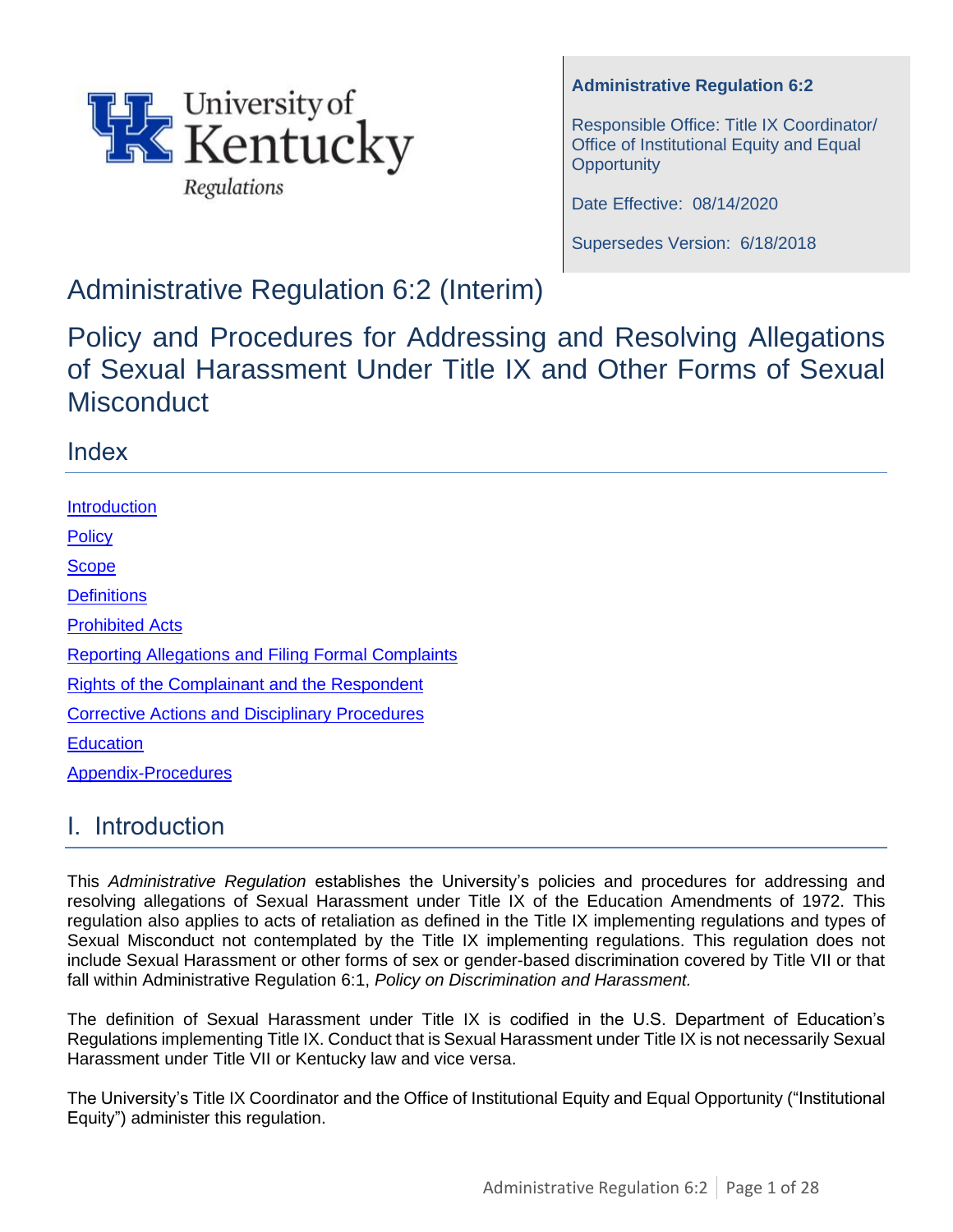University of Kentucky
Regulations

**Administrative Regulation 6:2**

Responsible Office: Title IX Coordinator/ Office of Institutional Equity and Equal Opportunity

Date Effective: 08/14/2020

Supersedes Version: 6/18/2018

# Administrative Regulation 6:2 (Interim)

# Policy and Procedures for Addressing and Resolving Allegations of Sexual Harassment Under Title IX and Other Forms of Sexual Misconduct

## Index

- Introduction
- Policy
- Scope
- Definitions
- Prohibited Acts
- Reporting Allegations and Filing Formal Complaints
- Rights of the Complainant and the Respondent
- Corrective Actions and Disciplinary Procedures
- Education
- Appendix-Procedures

## I. Introduction

This *Administrative Regulation* establishes the University's policies and procedures for addressing and resolving allegations of Sexual Harassment under Title IX of the Education Amendments of 1972. This regulation also applies to acts of retaliation as defined in the Title IX implementing regulations and types of Sexual Misconduct not contemplated by the Title IX implementing regulations. This regulation does not include Sexual Harassment or other forms of sex or gender-based discrimination covered by Title VII or that fall within Administrative Regulation 6:1, *Policy on Discrimination and Harassment.*

The definition of Sexual Harassment under Title IX is codified in the U.S. Department of Education's Regulations implementing Title IX. Conduct that is Sexual Harassment under Title IX is not necessarily Sexual Harassment under Title VII or Kentucky law and vice versa.

The University's Title IX Coordinator and the Office of Institutional Equity and Equal Opportunity ("Institutional Equity") administer this regulation.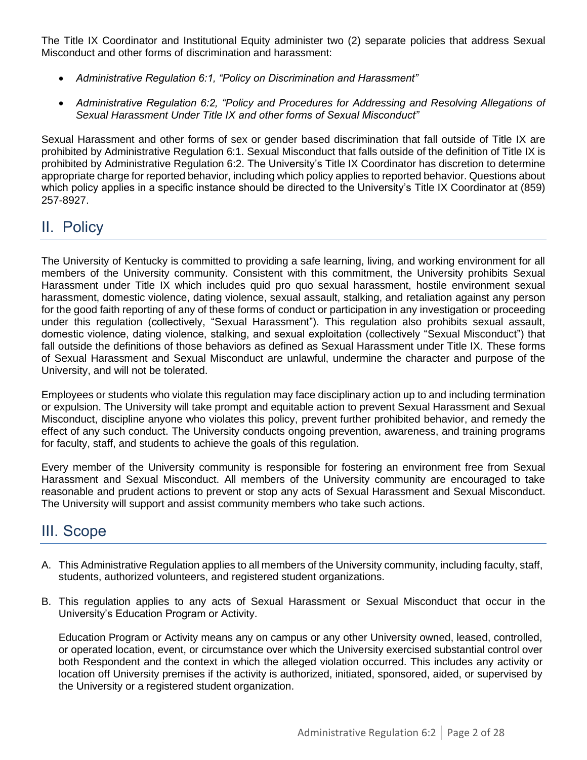The Title IX Coordinator and Institutional Equity administer two (2) separate policies that address Sexual Misconduct and other forms of discrimination and harassment:

- *Administrative Regulation 6:1, "Policy on Discrimination and Harassment"*
- *Administrative Regulation 6:2, "Policy and Procedures for Addressing and Resolving Allegations of Sexual Harassment Under Title IX and other forms of Sexual Misconduct"*

Sexual Harassment and other forms of sex or gender based discrimination that fall outside of Title IX are prohibited by Administrative Regulation 6:1. Sexual Misconduct that falls outside of the definition of Title IX is prohibited by Administrative Regulation 6:2. The University's Title IX Coordinator has discretion to determine appropriate charge for reported behavior, including which policy applies to reported behavior. Questions about which policy applies in a specific instance should be directed to the University's Title IX Coordinator at (859) 257-8927.

## II. Policy

The University of Kentucky is committed to providing a safe learning, living, and working environment for all members of the University community. Consistent with this commitment, the University prohibits Sexual Harassment under Title IX which includes quid pro quo sexual harassment, hostile environment sexual harassment, domestic violence, dating violence, sexual assault, stalking, and retaliation against any person for the good faith reporting of any of these forms of conduct or participation in any investigation or proceeding under this regulation (collectively, "Sexual Harassment"). This regulation also prohibits sexual assault, domestic violence, dating violence, stalking, and sexual exploitation (collectively "Sexual Misconduct") that fall outside the definitions of those behaviors as defined as Sexual Harassment under Title IX. These forms of Sexual Harassment and Sexual Misconduct are unlawful, undermine the character and purpose of the University, and will not be tolerated.

Employees or students who violate this regulation may face disciplinary action up to and including termination or expulsion. The University will take prompt and equitable action to prevent Sexual Harassment and Sexual Misconduct, discipline anyone who violates this policy, prevent further prohibited behavior, and remedy the effect of any such conduct. The University conducts ongoing prevention, awareness, and training programs for faculty, staff, and students to achieve the goals of this regulation.

Every member of the University community is responsible for fostering an environment free from Sexual Harassment and Sexual Misconduct. All members of the University community are encouraged to take reasonable and prudent actions to prevent or stop any acts of Sexual Harassment and Sexual Misconduct. The University will support and assist community members who take such actions.

## III. Scope

A. This Administrative Regulation applies to all members of the University community, including faculty, staff, students, authorized volunteers, and registered student organizations.

B. This regulation applies to any acts of Sexual Harassment or Sexual Misconduct that occur in the University's Education Program or Activity.

   Education Program or Activity means any on campus or any other University owned, leased, controlled, or operated location, event, or circumstance over which the University exercised substantial control over both Respondent and the context in which the alleged violation occurred. This includes any activity or location off University premises if the activity is authorized, initiated, sponsored, aided, or supervised by the University or a registered student organization.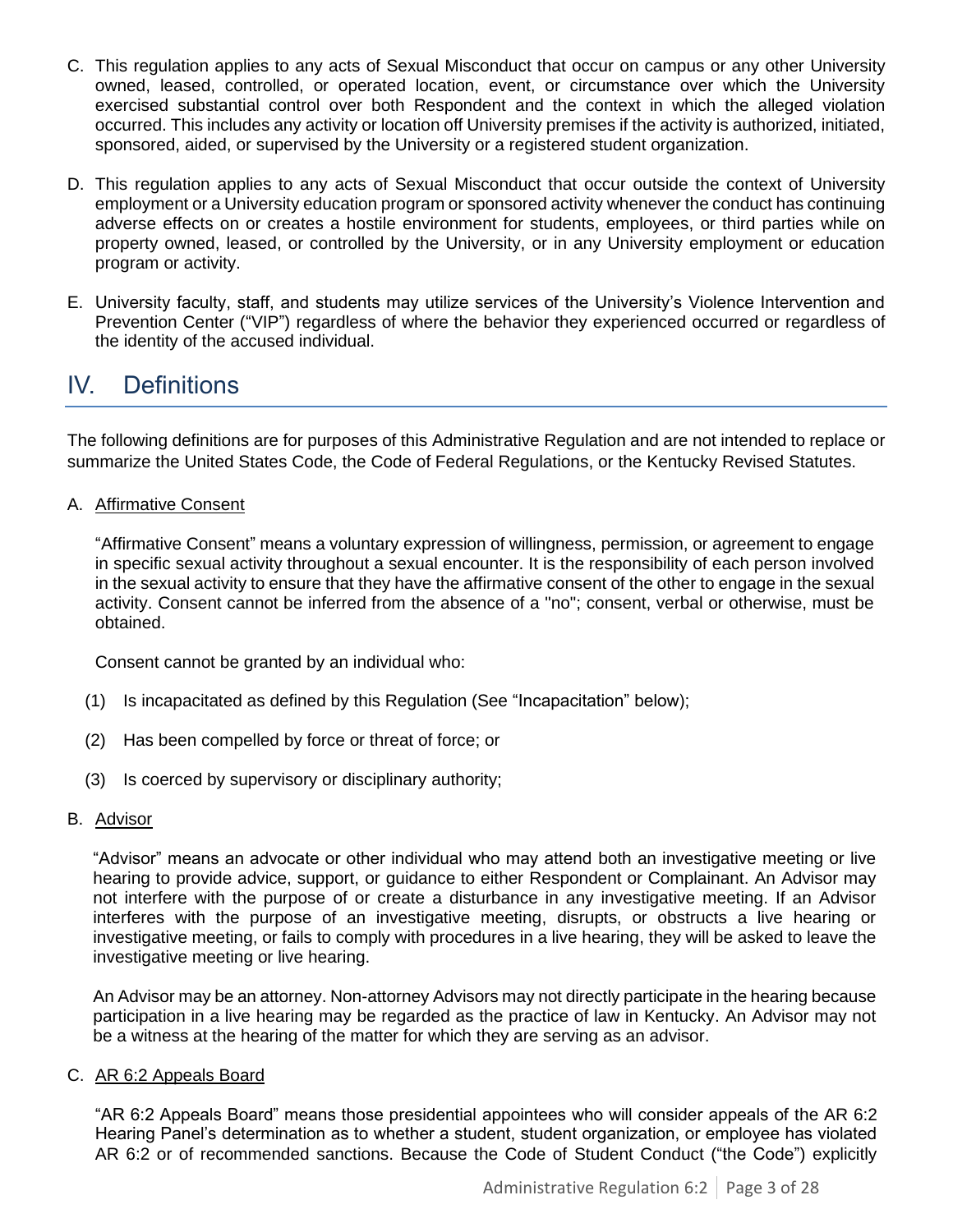C. This regulation applies to any acts of Sexual Misconduct that occur on campus or any other University owned, leased, controlled, or operated location, event, or circumstance over which the University exercised substantial control over both Respondent and the context in which the alleged violation occurred. This includes any activity or location off University premises if the activity is authorized, initiated, sponsored, aided, or supervised by the University or a registered student organization.

D. This regulation applies to any acts of Sexual Misconduct that occur outside the context of University employment or a University education program or sponsored activity whenever the conduct has continuing adverse effects on or creates a hostile environment for students, employees, or third parties while on property owned, leased, or controlled by the University, or in any University employment or education program or activity.

E. University faculty, staff, and students may utilize services of the University's Violence Intervention and Prevention Center ("VIP") regardless of where the behavior they experienced occurred or regardless of the identity of the accused individual.

# IV. Definitions

The following definitions are for purposes of this Administrative Regulation and are not intended to replace or summarize the United States Code, the Code of Federal Regulations, or the Kentucky Revised Statutes.

A. Affirmative Consent

"Affirmative Consent" means a voluntary expression of willingness, permission, or agreement to engage in specific sexual activity throughout a sexual encounter. It is the responsibility of each person involved in the sexual activity to ensure that they have the affirmative consent of the other to engage in the sexual activity. Consent cannot be inferred from the absence of a "no"; consent, verbal or otherwise, must be obtained.

Consent cannot be granted by an individual who:

(1) Is incapacitated as defined by this Regulation (See "Incapacitation" below);

(2) Has been compelled by force or threat of force; or

(3) Is coerced by supervisory or disciplinary authority;

B. Advisor

"Advisor" means an advocate or other individual who may attend both an investigative meeting or live hearing to provide advice, support, or guidance to either Respondent or Complainant. An Advisor may not interfere with the purpose of or create a disturbance in any investigative meeting. If an Advisor interferes with the purpose of an investigative meeting, disrupts, or obstructs a live hearing or investigative meeting, or fails to comply with procedures in a live hearing, they will be asked to leave the investigative meeting or live hearing.

An Advisor may be an attorney. Non-attorney Advisors may not directly participate in the hearing because participation in a live hearing may be regarded as the practice of law in Kentucky. An Advisor may not be a witness at the hearing of the matter for which they are serving as an advisor.

C. AR 6:2 Appeals Board

"AR 6:2 Appeals Board" means those presidential appointees who will consider appeals of the AR 6:2 Hearing Panel's determination as to whether a student, student organization, or employee has violated AR 6:2 or of recommended sanctions. Because the Code of Student Conduct ("the Code") explicitly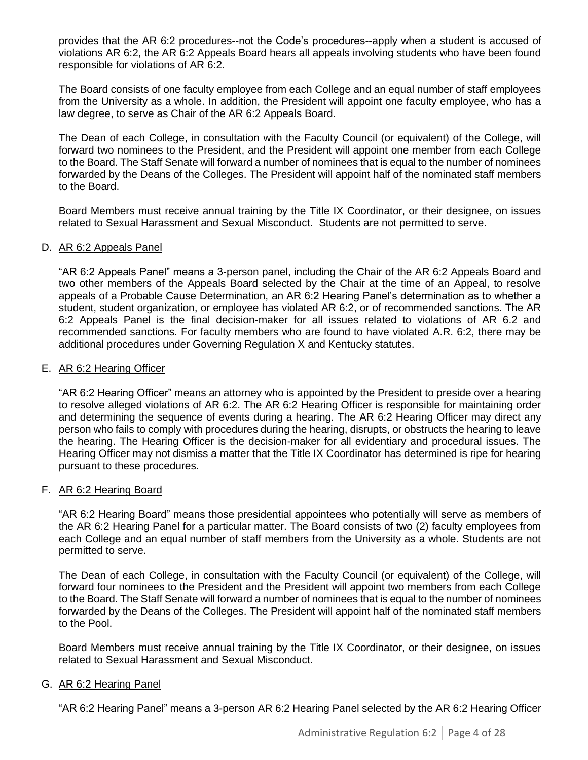provides that the AR 6:2 procedures--not the Code's procedures--apply when a student is accused of violations AR 6:2, the AR 6:2 Appeals Board hears all appeals involving students who have been found responsible for violations of AR 6:2.

The Board consists of one faculty employee from each College and an equal number of staff employees from the University as a whole. In addition, the President will appoint one faculty employee, who has a law degree, to serve as Chair of the AR 6:2 Appeals Board.

The Dean of each College, in consultation with the Faculty Council (or equivalent) of the College, will forward two nominees to the President, and the President will appoint one member from each College to the Board. The Staff Senate will forward a number of nominees that is equal to the number of nominees forwarded by the Deans of the Colleges. The President will appoint half of the nominated staff members to the Board.

Board Members must receive annual training by the Title IX Coordinator, or their designee, on issues related to Sexual Harassment and Sexual Misconduct. Students are not permitted to serve.

D. AR 6:2 Appeals Panel

"AR 6:2 Appeals Panel" means a 3-person panel, including the Chair of the AR 6:2 Appeals Board and two other members of the Appeals Board selected by the Chair at the time of an Appeal, to resolve appeals of a Probable Cause Determination, an AR 6:2 Hearing Panel's determination as to whether a student, student organization, or employee has violated AR 6:2, or of recommended sanctions. The AR 6:2 Appeals Panel is the final decision-maker for all issues related to violations of AR 6.2 and recommended sanctions. For faculty members who are found to have violated A.R. 6:2, there may be additional procedures under Governing Regulation X and Kentucky statutes.

E. AR 6:2 Hearing Officer

"AR 6:2 Hearing Officer" means an attorney who is appointed by the President to preside over a hearing to resolve alleged violations of AR 6:2. The AR 6:2 Hearing Officer is responsible for maintaining order and determining the sequence of events during a hearing. The AR 6:2 Hearing Officer may direct any person who fails to comply with procedures during the hearing, disrupts, or obstructs the hearing to leave the hearing. The Hearing Officer is the decision-maker for all evidentiary and procedural issues. The Hearing Officer may not dismiss a matter that the Title IX Coordinator has determined is ripe for hearing pursuant to these procedures.

F. AR 6:2 Hearing Board

"AR 6:2 Hearing Board" means those presidential appointees who potentially will serve as members of the AR 6:2 Hearing Panel for a particular matter. The Board consists of two (2) faculty employees from each College and an equal number of staff members from the University as a whole. Students are not permitted to serve.

The Dean of each College, in consultation with the Faculty Council (or equivalent) of the College, will forward four nominees to the President and the President will appoint two members from each College to the Board. The Staff Senate will forward a number of nominees that is equal to the number of nominees forwarded by the Deans of the Colleges. The President will appoint half of the nominated staff members to the Pool.

Board Members must receive annual training by the Title IX Coordinator, or their designee, on issues related to Sexual Harassment and Sexual Misconduct.

G. AR 6:2 Hearing Panel

"AR 6:2 Hearing Panel" means a 3-person AR 6:2 Hearing Panel selected by the AR 6:2 Hearing Officer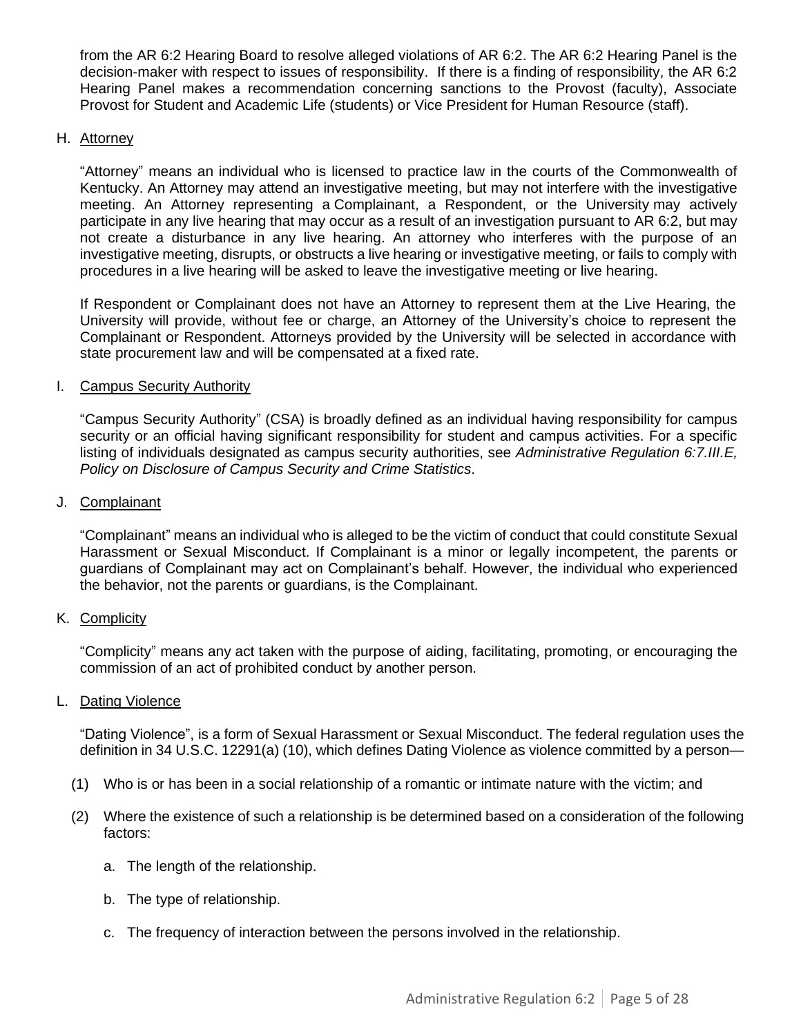from the AR 6:2 Hearing Board to resolve alleged violations of AR 6:2. The AR 6:2 Hearing Panel is the decision-maker with respect to issues of responsibility. If there is a finding of responsibility, the AR 6:2 Hearing Panel makes a recommendation concerning sanctions to the Provost (faculty), Associate Provost for Student and Academic Life (students) or Vice President for Human Resource (staff).

H. Attorney

"Attorney" means an individual who is licensed to practice law in the courts of the Commonwealth of Kentucky. An Attorney may attend an investigative meeting, but may not interfere with the investigative meeting. An Attorney representing a Complainant, a Respondent, or the University may actively participate in any live hearing that may occur as a result of an investigation pursuant to AR 6:2, but may not create a disturbance in any live hearing. An attorney who interferes with the purpose of an investigative meeting, disrupts, or obstructs a live hearing or investigative meeting, or fails to comply with procedures in a live hearing will be asked to leave the investigative meeting or live hearing.

If Respondent or Complainant does not have an Attorney to represent them at the Live Hearing, the University will provide, without fee or charge, an Attorney of the University's choice to represent the Complainant or Respondent. Attorneys provided by the University will be selected in accordance with state procurement law and will be compensated at a fixed rate.

I. Campus Security Authority

"Campus Security Authority" (CSA) is broadly defined as an individual having responsibility for campus security or an official having significant responsibility for student and campus activities. For a specific listing of individuals designated as campus security authorities, see *Administrative Regulation 6:7.III.E, Policy on Disclosure of Campus Security and Crime Statistics*.

J. Complainant

"Complainant" means an individual who is alleged to be the victim of conduct that could constitute Sexual Harassment or Sexual Misconduct. If Complainant is a minor or legally incompetent, the parents or guardians of Complainant may act on Complainant's behalf. However, the individual who experienced the behavior, not the parents or guardians, is the Complainant.

K. Complicity

"Complicity" means any act taken with the purpose of aiding, facilitating, promoting, or encouraging the commission of an act of prohibited conduct by another person.

L. Dating Violence

"Dating Violence", is a form of Sexual Harassment or Sexual Misconduct. The federal regulation uses the definition in 34 U.S.C. 12291(a) (10), which defines Dating Violence as violence committed by a person—

(1) Who is or has been in a social relationship of a romantic or intimate nature with the victim; and

(2) Where the existence of such a relationship is be determined based on a consideration of the following factors:

   a. The length of the relationship.

   b. The type of relationship.

   c. The frequency of interaction between the persons involved in the relationship.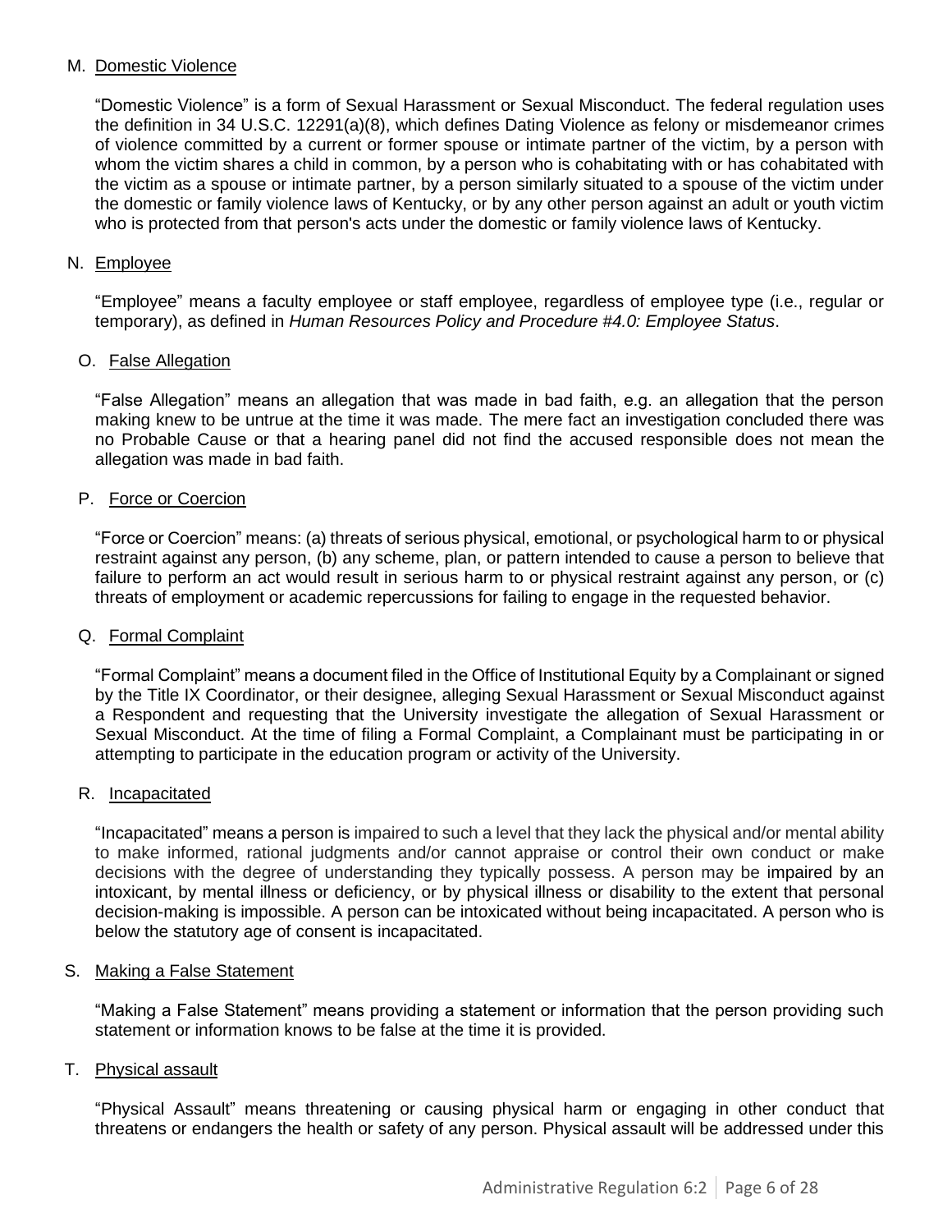M. <u>Domestic Violence</u>

"Domestic Violence" is a form of Sexual Harassment or Sexual Misconduct. The federal regulation uses the definition in 34 U.S.C. 12291(a)(8), which defines Dating Violence as felony or misdemeanor crimes of violence committed by a current or former spouse or intimate partner of the victim, by a person with whom the victim shares a child in common, by a person who is cohabitating with or has cohabitated with the victim as a spouse or intimate partner, by a person similarly situated to a spouse of the victim under the domestic or family violence laws of Kentucky, or by any other person against an adult or youth victim who is protected from that person's acts under the domestic or family violence laws of Kentucky.

N. <u>Employee</u>

"Employee" means a faculty employee or staff employee, regardless of employee type (i.e., regular or temporary), as defined in *Human Resources Policy and Procedure #4.0: Employee Status*.

O. <u>False Allegation</u>

"False Allegation" means an allegation that was made in bad faith, e.g. an allegation that the person making knew to be untrue at the time it was made. The mere fact an investigation concluded there was no Probable Cause or that a hearing panel did not find the accused responsible does not mean the allegation was made in bad faith.

P. <u>Force or Coercion</u>

"Force or Coercion" means: (a) threats of serious physical, emotional, or psychological harm to or physical restraint against any person, (b) any scheme, plan, or pattern intended to cause a person to believe that failure to perform an act would result in serious harm to or physical restraint against any person, or (c) threats of employment or academic repercussions for failing to engage in the requested behavior.

Q. <u>Formal Complaint</u>

"Formal Complaint" means a document filed in the Office of Institutional Equity by a Complainant or signed by the Title IX Coordinator, or their designee, alleging Sexual Harassment or Sexual Misconduct against a Respondent and requesting that the University investigate the allegation of Sexual Harassment or Sexual Misconduct. At the time of filing a Formal Complaint, a Complainant must be participating in or attempting to participate in the education program or activity of the University.

R. <u>Incapacitated</u>

"Incapacitated" means a person is impaired to such a level that they lack the physical and/or mental ability to make informed, rational judgments and/or cannot appraise or control their own conduct or make decisions with the degree of understanding they typically possess. A person may be impaired by an intoxicant, by mental illness or deficiency, or by physical illness or disability to the extent that personal decision-making is impossible. A person can be intoxicated without being incapacitated. A person who is below the statutory age of consent is incapacitated.

S. <u>Making a False Statement</u>

"Making a False Statement" means providing a statement or information that the person providing such statement or information knows to be false at the time it is provided.

T. <u>Physical assault</u>

"Physical Assault" means threatening or causing physical harm or engaging in other conduct that threatens or endangers the health or safety of any person. Physical assault will be addressed under this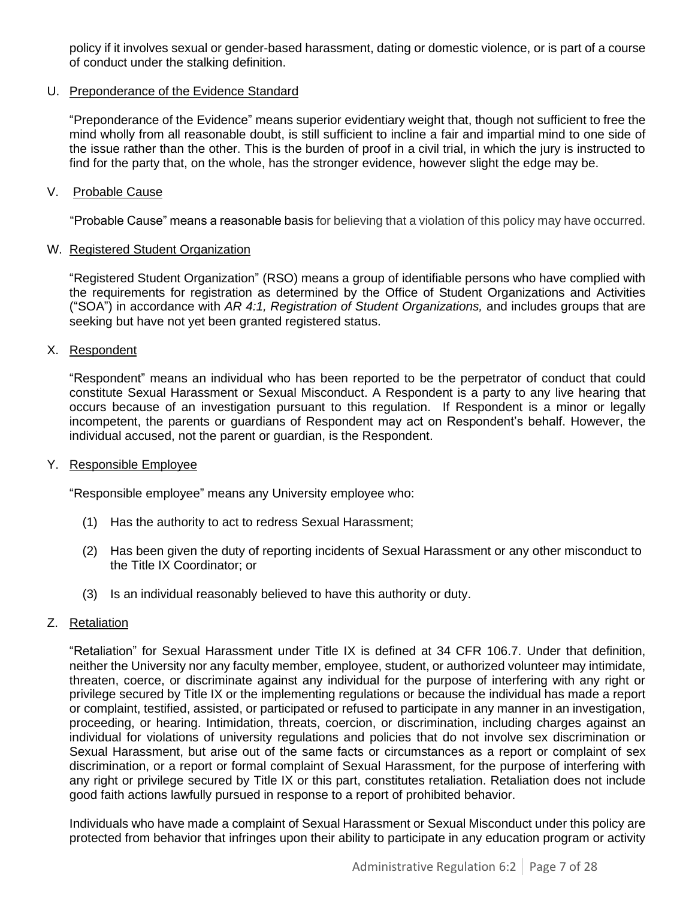policy if it involves sexual or gender-based harassment, dating or domestic violence, or is part of a course of conduct under the stalking definition.

U. Preponderance of the Evidence Standard

"Preponderance of the Evidence" means superior evidentiary weight that, though not sufficient to free the mind wholly from all reasonable doubt, is still sufficient to incline a fair and impartial mind to one side of the issue rather than the other. This is the burden of proof in a civil trial, in which the jury is instructed to find for the party that, on the whole, has the stronger evidence, however slight the edge may be.

V. Probable Cause

"Probable Cause" means a reasonable basis for believing that a violation of this policy may have occurred.

W. Registered Student Organization

"Registered Student Organization" (RSO) means a group of identifiable persons who have complied with the requirements for registration as determined by the Office of Student Organizations and Activities ("SOA") in accordance with *AR 4:1, Registration of Student Organizations,* and includes groups that are seeking but have not yet been granted registered status.

X. Respondent

"Respondent" means an individual who has been reported to be the perpetrator of conduct that could constitute Sexual Harassment or Sexual Misconduct. A Respondent is a party to any live hearing that occurs because of an investigation pursuant to this regulation. If Respondent is a minor or legally incompetent, the parents or guardians of Respondent may act on Respondent's behalf. However, the individual accused, not the parent or guardian, is the Respondent.

Y. Responsible Employee

"Responsible employee" means any University employee who:

(1) Has the authority to act to redress Sexual Harassment;

(2) Has been given the duty of reporting incidents of Sexual Harassment or any other misconduct to the Title IX Coordinator; or

(3) Is an individual reasonably believed to have this authority or duty.

Z. Retaliation

"Retaliation" for Sexual Harassment under Title IX is defined at 34 CFR 106.7. Under that definition, neither the University nor any faculty member, employee, student, or authorized volunteer may intimidate, threaten, coerce, or discriminate against any individual for the purpose of interfering with any right or privilege secured by Title IX or the implementing regulations or because the individual has made a report or complaint, testified, assisted, or participated or refused to participate in any manner in an investigation, proceeding, or hearing. Intimidation, threats, coercion, or discrimination, including charges against an individual for violations of university regulations and policies that do not involve sex discrimination or Sexual Harassment, but arise out of the same facts or circumstances as a report or complaint of sex discrimination, or a report or formal complaint of Sexual Harassment, for the purpose of interfering with any right or privilege secured by Title IX or this part, constitutes retaliation. Retaliation does not include good faith actions lawfully pursued in response to a report of prohibited behavior.

Individuals who have made a complaint of Sexual Harassment or Sexual Misconduct under this policy are protected from behavior that infringes upon their ability to participate in any education program or activity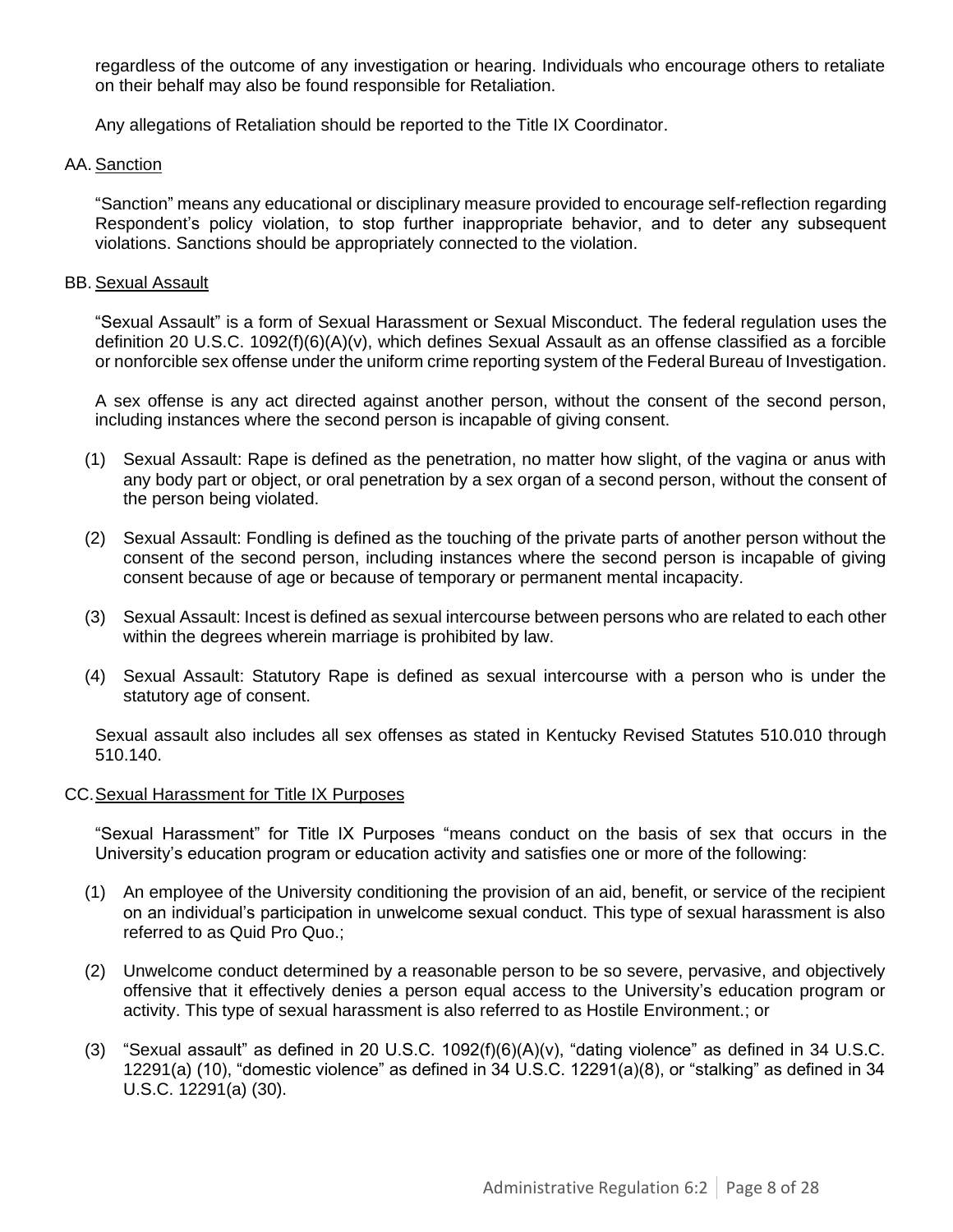regardless of the outcome of any investigation or hearing. Individuals who encourage others to retaliate on their behalf may also be found responsible for Retaliation.

Any allegations of Retaliation should be reported to the Title IX Coordinator.

AA. Sanction

"Sanction" means any educational or disciplinary measure provided to encourage self-reflection regarding Respondent's policy violation, to stop further inappropriate behavior, and to deter any subsequent violations. Sanctions should be appropriately connected to the violation.

BB. Sexual Assault

"Sexual Assault" is a form of Sexual Harassment or Sexual Misconduct. The federal regulation uses the definition 20 U.S.C. 1092(f)(6)(A)(v), which defines Sexual Assault as an offense classified as a forcible or nonforcible sex offense under the uniform crime reporting system of the Federal Bureau of Investigation.

A sex offense is any act directed against another person, without the consent of the second person, including instances where the second person is incapable of giving consent.

(1) Sexual Assault: Rape is defined as the penetration, no matter how slight, of the vagina or anus with any body part or object, or oral penetration by a sex organ of a second person, without the consent of the person being violated.

(2) Sexual Assault: Fondling is defined as the touching of the private parts of another person without the consent of the second person, including instances where the second person is incapable of giving consent because of age or because of temporary or permanent mental incapacity.

(3) Sexual Assault: Incest is defined as sexual intercourse between persons who are related to each other within the degrees wherein marriage is prohibited by law.

(4) Sexual Assault: Statutory Rape is defined as sexual intercourse with a person who is under the statutory age of consent.

Sexual assault also includes all sex offenses as stated in Kentucky Revised Statutes 510.010 through 510.140.

CC. Sexual Harassment for Title IX Purposes

"Sexual Harassment" for Title IX Purposes "means conduct on the basis of sex that occurs in the University's education program or education activity and satisfies one or more of the following:

(1) An employee of the University conditioning the provision of an aid, benefit, or service of the recipient on an individual's participation in unwelcome sexual conduct. This type of sexual harassment is also referred to as Quid Pro Quo.;

(2) Unwelcome conduct determined by a reasonable person to be so severe, pervasive, and objectively offensive that it effectively denies a person equal access to the University's education program or activity. This type of sexual harassment is also referred to as Hostile Environment.; or

(3) "Sexual assault" as defined in 20 U.S.C. 1092(f)(6)(A)(v), "dating violence" as defined in 34 U.S.C. 12291(a) (10), "domestic violence" as defined in 34 U.S.C. 12291(a)(8), or "stalking" as defined in 34 U.S.C. 12291(a) (30).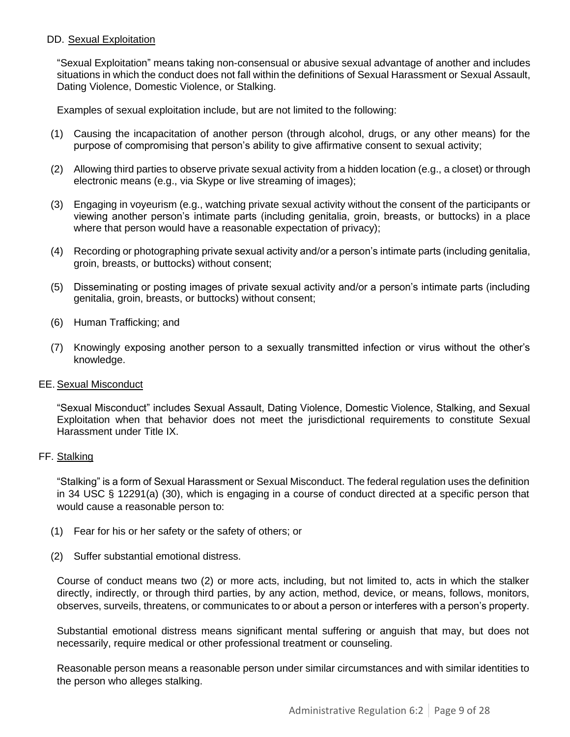### DD. <u>Sexual Exploitation</u>

"Sexual Exploitation" means taking non-consensual or abusive sexual advantage of another and includes situations in which the conduct does not fall within the definitions of Sexual Harassment or Sexual Assault, Dating Violence, Domestic Violence, or Stalking.

Examples of sexual exploitation include, but are not limited to the following:

(1) Causing the incapacitation of another person (through alcohol, drugs, or any other means) for the purpose of compromising that person's ability to give affirmative consent to sexual activity;

(2) Allowing third parties to observe private sexual activity from a hidden location (e.g., a closet) or through electronic means (e.g., via Skype or live streaming of images);

(3) Engaging in voyeurism (e.g., watching private sexual activity without the consent of the participants or viewing another person's intimate parts (including genitalia, groin, breasts, or buttocks) in a place where that person would have a reasonable expectation of privacy);

(4) Recording or photographing private sexual activity and/or a person's intimate parts (including genitalia, groin, breasts, or buttocks) without consent;

(5) Disseminating or posting images of private sexual activity and/or a person's intimate parts (including genitalia, groin, breasts, or buttocks) without consent;

(6) Human Trafficking; and

(7) Knowingly exposing another person to a sexually transmitted infection or virus without the other's knowledge.

### EE. <u>Sexual Misconduct</u>

"Sexual Misconduct" includes Sexual Assault, Dating Violence, Domestic Violence, Stalking, and Sexual Exploitation when that behavior does not meet the jurisdictional requirements to constitute Sexual Harassment under Title IX.

### FF. <u>Stalking</u>

"Stalking" is a form of Sexual Harassment or Sexual Misconduct. The federal regulation uses the definition in 34 USC § 12291(a) (30), which is engaging in a course of conduct directed at a specific person that would cause a reasonable person to:

(1) Fear for his or her safety or the safety of others; or

(2) Suffer substantial emotional distress.

Course of conduct means two (2) or more acts, including, but not limited to, acts in which the stalker directly, indirectly, or through third parties, by any action, method, device, or means, follows, monitors, observes, surveils, threatens, or communicates to or about a person or interferes with a person's property.

Substantial emotional distress means significant mental suffering or anguish that may, but does not necessarily, require medical or other professional treatment or counseling.

Reasonable person means a reasonable person under similar circumstances and with similar identities to the person who alleges stalking.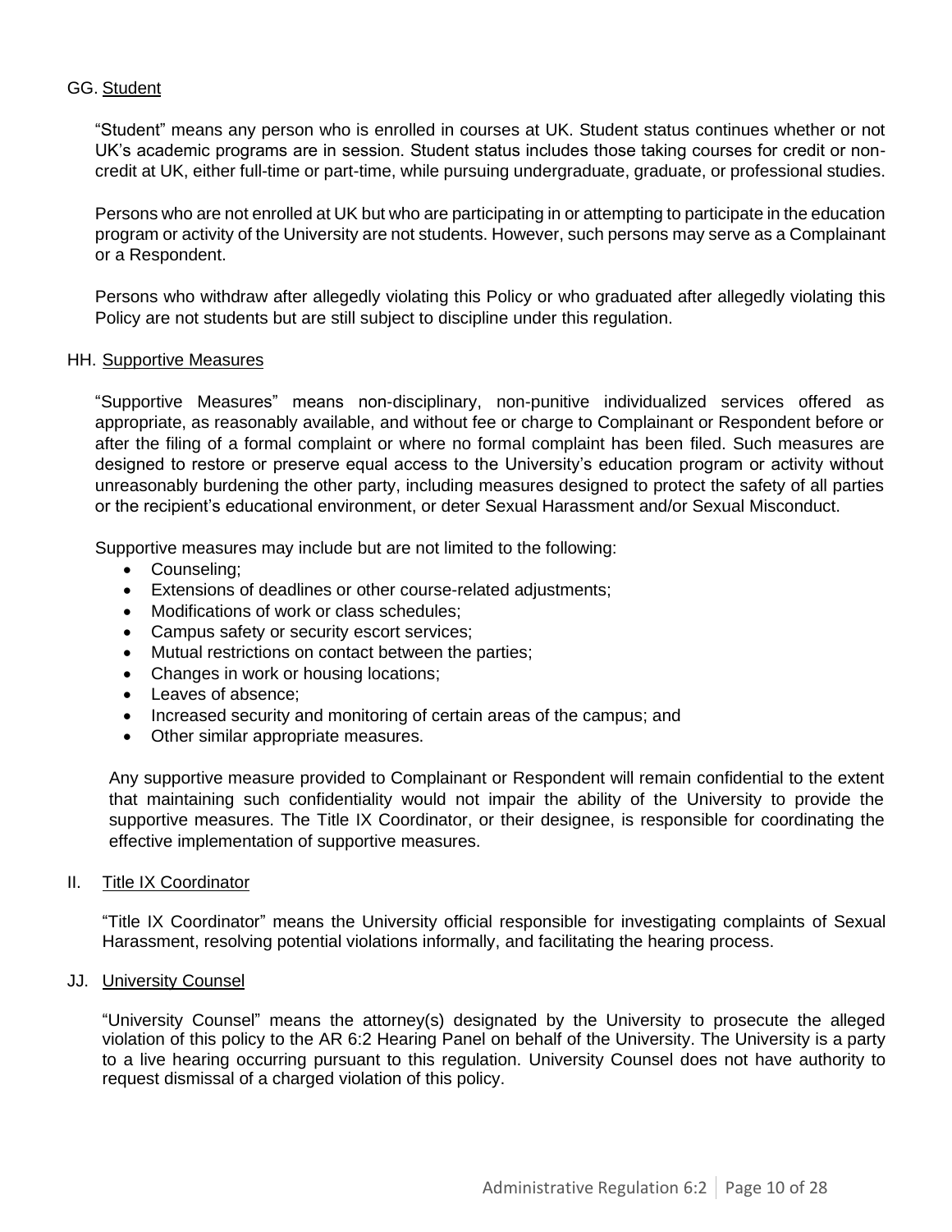GG. Student

"Student" means any person who is enrolled in courses at UK. Student status continues whether or not UK's academic programs are in session. Student status includes those taking courses for credit or non-credit at UK, either full-time or part-time, while pursuing undergraduate, graduate, or professional studies.

Persons who are not enrolled at UK but who are participating in or attempting to participate in the education program or activity of the University are not students. However, such persons may serve as a Complainant or a Respondent.

Persons who withdraw after allegedly violating this Policy or who graduated after allegedly violating this Policy are not students but are still subject to discipline under this regulation.

HH. Supportive Measures

"Supportive Measures" means non-disciplinary, non-punitive individualized services offered as appropriate, as reasonably available, and without fee or charge to Complainant or Respondent before or after the filing of a formal complaint or where no formal complaint has been filed. Such measures are designed to restore or preserve equal access to the University's education program or activity without unreasonably burdening the other party, including measures designed to protect the safety of all parties or the recipient's educational environment, or deter Sexual Harassment and/or Sexual Misconduct.

Supportive measures may include but are not limited to the following:

- Counseling;
- Extensions of deadlines or other course-related adjustments;
- Modifications of work or class schedules;
- Campus safety or security escort services;
- Mutual restrictions on contact between the parties;
- Changes in work or housing locations;
- Leaves of absence;
- Increased security and monitoring of certain areas of the campus; and
- Other similar appropriate measures.

Any supportive measure provided to Complainant or Respondent will remain confidential to the extent that maintaining such confidentiality would not impair the ability of the University to provide the supportive measures. The Title IX Coordinator, or their designee, is responsible for coordinating the effective implementation of supportive measures.

II. Title IX Coordinator

"Title IX Coordinator" means the University official responsible for investigating complaints of Sexual Harassment, resolving potential violations informally, and facilitating the hearing process.

JJ. University Counsel

"University Counsel" means the attorney(s) designated by the University to prosecute the alleged violation of this policy to the AR 6:2 Hearing Panel on behalf of the University. The University is a party to a live hearing occurring pursuant to this regulation. University Counsel does not have authority to request dismissal of a charged violation of this policy.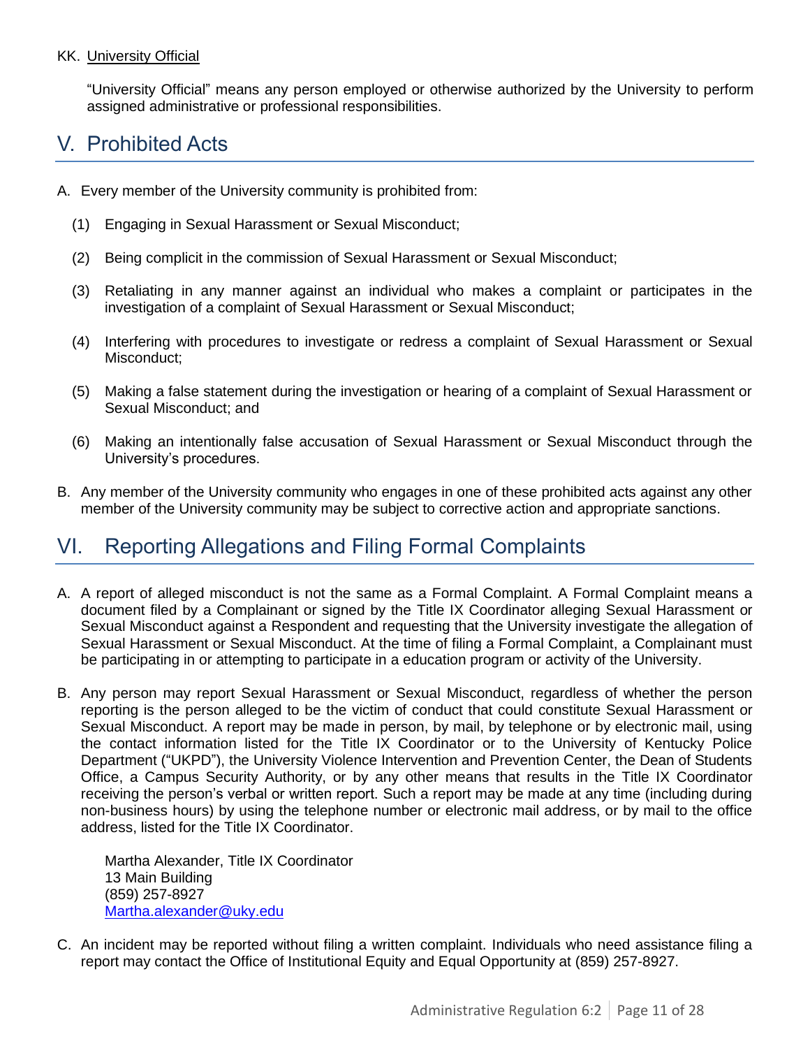KK. University Official

"University Official" means any person employed or otherwise authorized by the University to perform assigned administrative or professional responsibilities.

## V. Prohibited Acts

A. Every member of the University community is prohibited from:

(1) Engaging in Sexual Harassment or Sexual Misconduct;

(2) Being complicit in the commission of Sexual Harassment or Sexual Misconduct;

(3) Retaliating in any manner against an individual who makes a complaint or participates in the investigation of a complaint of Sexual Harassment or Sexual Misconduct;

(4) Interfering with procedures to investigate or redress a complaint of Sexual Harassment or Sexual Misconduct;

(5) Making a false statement during the investigation or hearing of a complaint of Sexual Harassment or Sexual Misconduct; and

(6) Making an intentionally false accusation of Sexual Harassment or Sexual Misconduct through the University's procedures.

B. Any member of the University community who engages in one of these prohibited acts against any other member of the University community may be subject to corrective action and appropriate sanctions.

## VI. Reporting Allegations and Filing Formal Complaints

A. A report of alleged misconduct is not the same as a Formal Complaint. A Formal Complaint means a document filed by a Complainant or signed by the Title IX Coordinator alleging Sexual Harassment or Sexual Misconduct against a Respondent and requesting that the University investigate the allegation of Sexual Harassment or Sexual Misconduct. At the time of filing a Formal Complaint, a Complainant must be participating in or attempting to participate in a education program or activity of the University.

B. Any person may report Sexual Harassment or Sexual Misconduct, regardless of whether the person reporting is the person alleged to be the victim of conduct that could constitute Sexual Harassment or Sexual Misconduct. A report may be made in person, by mail, by telephone or by electronic mail, using the contact information listed for the Title IX Coordinator or to the University of Kentucky Police Department ("UKPD"), the University Violence Intervention and Prevention Center, the Dean of Students Office, a Campus Security Authority, or by any other means that results in the Title IX Coordinator receiving the person's verbal or written report. Such a report may be made at any time (including during non-business hours) by using the telephone number or electronic mail address, or by mail to the office address, listed for the Title IX Coordinator.

Martha Alexander, Title IX Coordinator
13 Main Building
(859) 257-8927
Martha.alexander@uky.edu

C. An incident may be reported without filing a written complaint. Individuals who need assistance filing a report may contact the Office of Institutional Equity and Equal Opportunity at (859) 257-8927.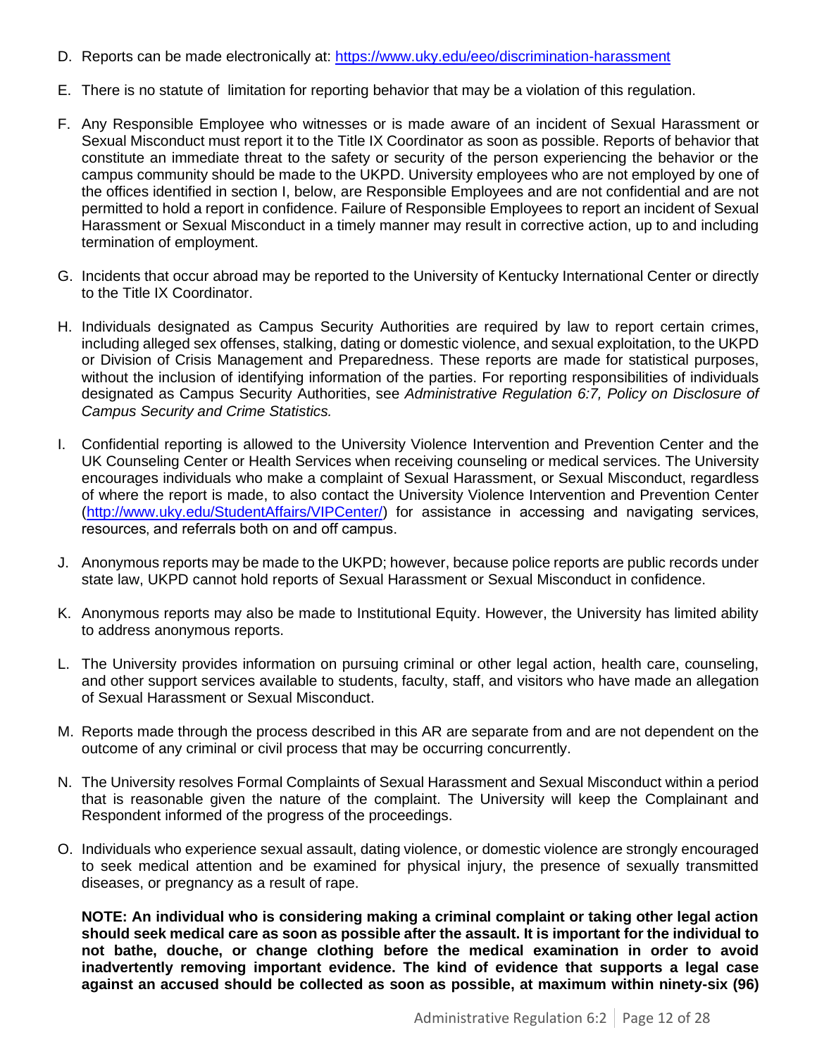D. Reports can be made electronically at: https://www.uky.edu/eeo/discrimination-harassment

E. There is no statute of limitation for reporting behavior that may be a violation of this regulation.

F. Any Responsible Employee who witnesses or is made aware of an incident of Sexual Harassment or Sexual Misconduct must report it to the Title IX Coordinator as soon as possible. Reports of behavior that constitute an immediate threat to the safety or security of the person experiencing the behavior or the campus community should be made to the UKPD. University employees who are not employed by one of the offices identified in section I, below, are Responsible Employees and are not confidential and are not permitted to hold a report in confidence. Failure of Responsible Employees to report an incident of Sexual Harassment or Sexual Misconduct in a timely manner may result in corrective action, up to and including termination of employment.

G. Incidents that occur abroad may be reported to the University of Kentucky International Center or directly to the Title IX Coordinator.

H. Individuals designated as Campus Security Authorities are required by law to report certain crimes, including alleged sex offenses, stalking, dating or domestic violence, and sexual exploitation, to the UKPD or Division of Crisis Management and Preparedness. These reports are made for statistical purposes, without the inclusion of identifying information of the parties. For reporting responsibilities of individuals designated as Campus Security Authorities, see *Administrative Regulation 6:7, Policy on Disclosure of Campus Security and Crime Statistics.*

I. Confidential reporting is allowed to the University Violence Intervention and Prevention Center and the UK Counseling Center or Health Services when receiving counseling or medical services. The University encourages individuals who make a complaint of Sexual Harassment, or Sexual Misconduct, regardless of where the report is made, to also contact the University Violence Intervention and Prevention Center (http://www.uky.edu/StudentAffairs/VIPCenter/) for assistance in accessing and navigating services, resources, and referrals both on and off campus.

J. Anonymous reports may be made to the UKPD; however, because police reports are public records under state law, UKPD cannot hold reports of Sexual Harassment or Sexual Misconduct in confidence.

K. Anonymous reports may also be made to Institutional Equity. However, the University has limited ability to address anonymous reports.

L. The University provides information on pursuing criminal or other legal action, health care, counseling, and other support services available to students, faculty, staff, and visitors who have made an allegation of Sexual Harassment or Sexual Misconduct.

M. Reports made through the process described in this AR are separate from and are not dependent on the outcome of any criminal or civil process that may be occurring concurrently.

N. The University resolves Formal Complaints of Sexual Harassment and Sexual Misconduct within a period that is reasonable given the nature of the complaint. The University will keep the Complainant and Respondent informed of the progress of the proceedings.

O. Individuals who experience sexual assault, dating violence, or domestic violence are strongly encouraged to seek medical attention and be examined for physical injury, the presence of sexually transmitted diseases, or pregnancy as a result of rape.

**NOTE: An individual who is considering making a criminal complaint or taking other legal action should seek medical care as soon as possible after the assault. It is important for the individual to not bathe, douche, or change clothing before the medical examination in order to avoid inadvertently removing important evidence. The kind of evidence that supports a legal case against an accused should be collected as soon as possible, at maximum within ninety-six (96)**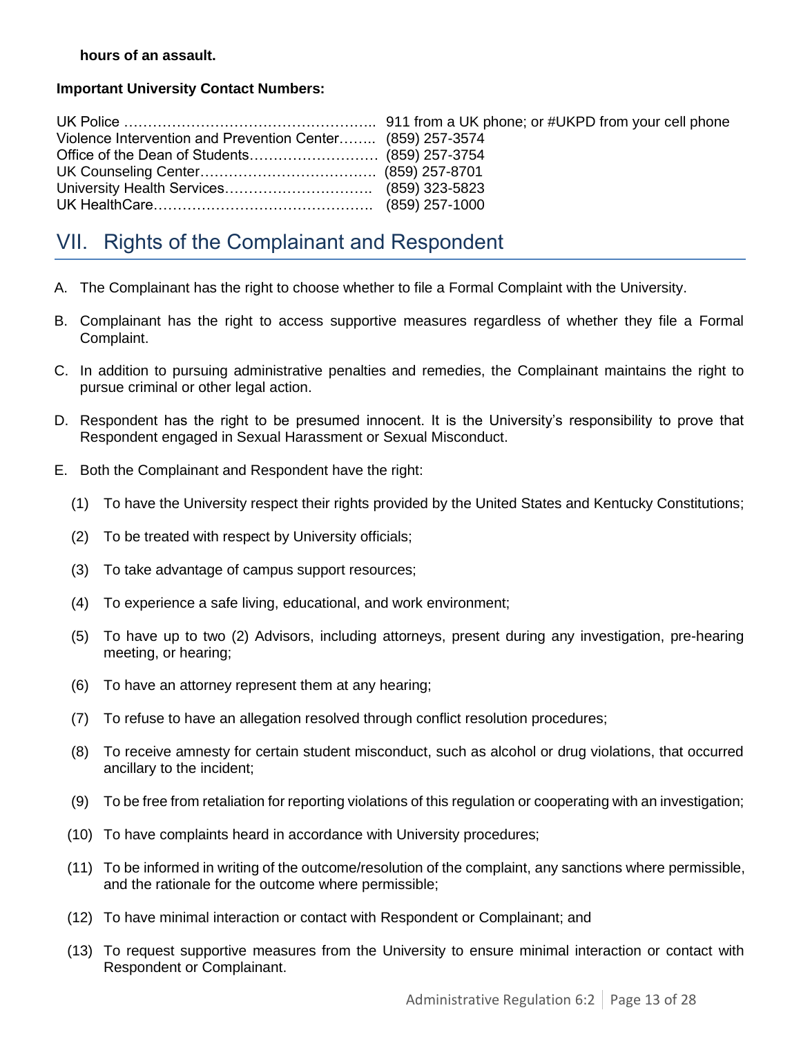**hours of an assault.**

**Important University Contact Numbers:**

| | |
|---|---|
| UK Police | 911 from a UK phone; or #UKPD from your cell phone |
| Violence Intervention and Prevention Center | (859) 257-3574 |
| Office of the Dean of Students | (859) 257-3754 |
| UK Counseling Center | (859) 257-8701 |
| University Health Services | (859) 323-5823 |
| UK HealthCare | (859) 257-1000 |

# VII. Rights of the Complainant and Respondent

A. The Complainant has the right to choose whether to file a Formal Complaint with the University.

B. Complainant has the right to access supportive measures regardless of whether they file a Formal Complaint.

C. In addition to pursuing administrative penalties and remedies, the Complainant maintains the right to pursue criminal or other legal action.

D. Respondent has the right to be presumed innocent. It is the University's responsibility to prove that Respondent engaged in Sexual Harassment or Sexual Misconduct.

E. Both the Complainant and Respondent have the right:

(1) To have the University respect their rights provided by the United States and Kentucky Constitutions;

(2) To be treated with respect by University officials;

(3) To take advantage of campus support resources;

(4) To experience a safe living, educational, and work environment;

(5) To have up to two (2) Advisors, including attorneys, present during any investigation, pre-hearing meeting, or hearing;

(6) To have an attorney represent them at any hearing;

(7) To refuse to have an allegation resolved through conflict resolution procedures;

(8) To receive amnesty for certain student misconduct, such as alcohol or drug violations, that occurred ancillary to the incident;

(9) To be free from retaliation for reporting violations of this regulation or cooperating with an investigation;

(10) To have complaints heard in accordance with University procedures;

(11) To be informed in writing of the outcome/resolution of the complaint, any sanctions where permissible, and the rationale for the outcome where permissible;

(12) To have minimal interaction or contact with Respondent or Complainant; and

(13) To request supportive measures from the University to ensure minimal interaction or contact with Respondent or Complainant.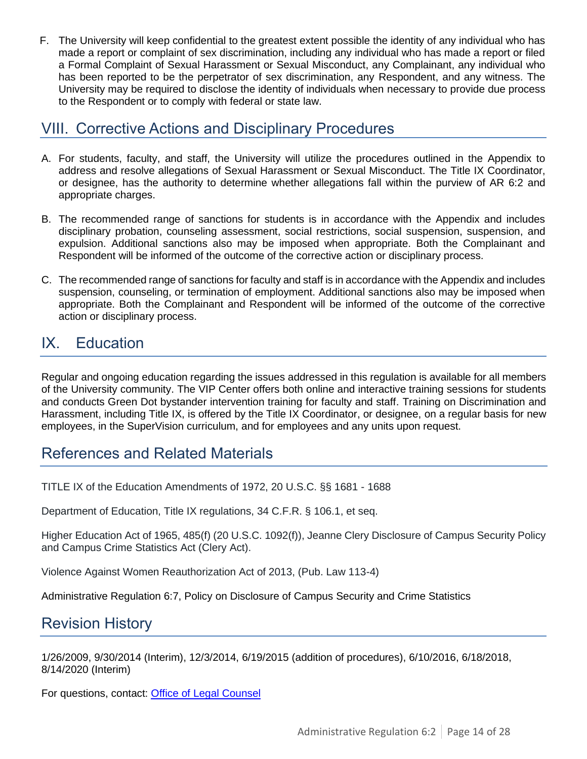F. The University will keep confidential to the greatest extent possible the identity of any individual who has made a report or complaint of sex discrimination, including any individual who has made a report or filed a Formal Complaint of Sexual Harassment or Sexual Misconduct, any Complainant, any individual who has been reported to be the perpetrator of sex discrimination, any Respondent, and any witness. The University may be required to disclose the identity of individuals when necessary to provide due process to the Respondent or to comply with federal or state law.

## VIII. Corrective Actions and Disciplinary Procedures

A. For students, faculty, and staff, the University will utilize the procedures outlined in the Appendix to address and resolve allegations of Sexual Harassment or Sexual Misconduct. The Title IX Coordinator, or designee, has the authority to determine whether allegations fall within the purview of AR 6:2 and appropriate charges.

B. The recommended range of sanctions for students is in accordance with the Appendix and includes disciplinary probation, counseling assessment, social restrictions, social suspension, suspension, and expulsion. Additional sanctions also may be imposed when appropriate. Both the Complainant and Respondent will be informed of the outcome of the corrective action or disciplinary process.

C. The recommended range of sanctions for faculty and staff is in accordance with the Appendix and includes suspension, counseling, or termination of employment. Additional sanctions also may be imposed when appropriate. Both the Complainant and Respondent will be informed of the outcome of the corrective action or disciplinary process.

## IX. Education

Regular and ongoing education regarding the issues addressed in this regulation is available for all members of the University community. The VIP Center offers both online and interactive training sessions for students and conducts Green Dot bystander intervention training for faculty and staff. Training on Discrimination and Harassment, including Title IX, is offered by the Title IX Coordinator, or designee, on a regular basis for new employees, in the SuperVision curriculum, and for employees and any units upon request.

## References and Related Materials

TITLE IX of the Education Amendments of 1972, 20 U.S.C. §§ 1681 - 1688

Department of Education, Title IX regulations, 34 C.F.R. § 106.1, et seq.

Higher Education Act of 1965, 485(f) (20 U.S.C. 1092(f)), Jeanne Clery Disclosure of Campus Security Policy and Campus Crime Statistics Act (Clery Act).

Violence Against Women Reauthorization Act of 2013, (Pub. Law 113-4)

Administrative Regulation 6:7, Policy on Disclosure of Campus Security and Crime Statistics

## Revision History

1/26/2009, 9/30/2014 (Interim), 12/3/2014, 6/19/2015 (addition of procedures), 6/10/2016, 6/18/2018, 8/14/2020 (Interim)

For questions, contact: Office of Legal Counsel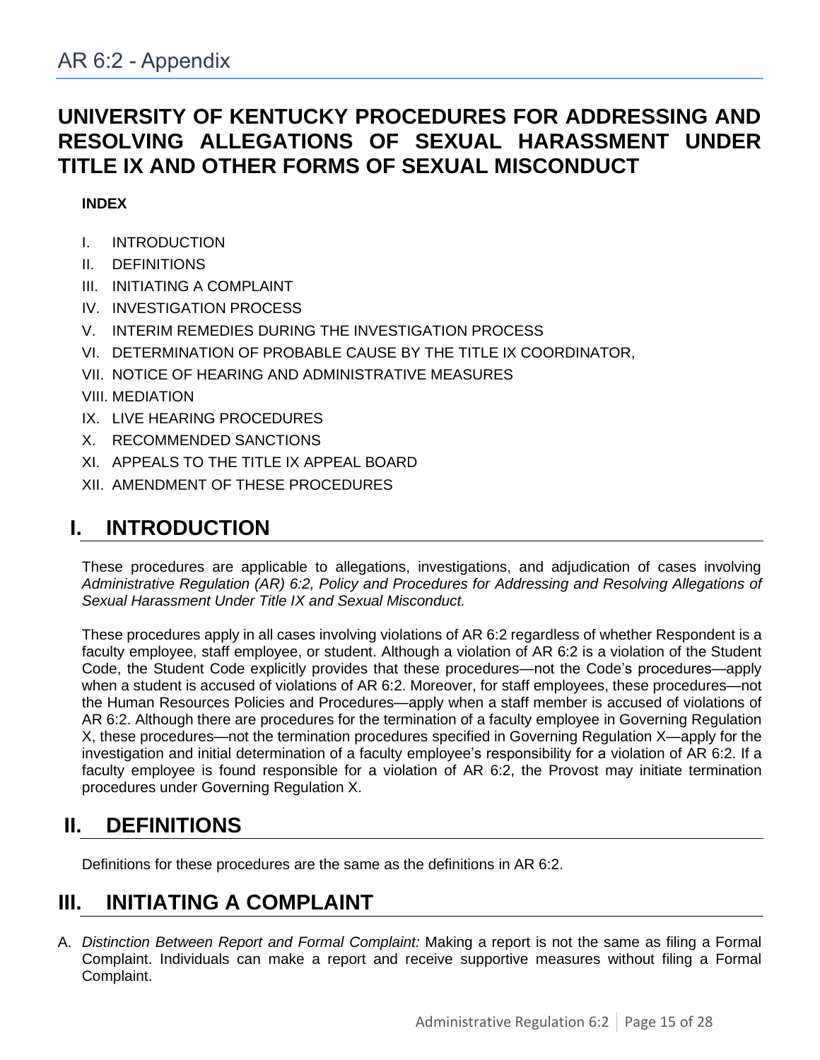# AR 6:2 - Appendix

## UNIVERSITY OF KENTUCKY PROCEDURES FOR ADDRESSING AND RESOLVING ALLEGATIONS OF SEXUAL HARASSMENT UNDER TITLE IX AND OTHER FORMS OF SEXUAL MISCONDUCT

**INDEX**

- I. INTRODUCTION
- II. DEFINITIONS
- III. INITIATING A COMPLAINT
- IV. INVESTIGATION PROCESS
- V. INTERIM REMEDIES DURING THE INVESTIGATION PROCESS
- VI. DETERMINATION OF PROBABLE CAUSE BY THE TITLE IX COORDINATOR,
- VII. NOTICE OF HEARING AND ADMINISTRATIVE MEASURES
- VIII. MEDIATION
- IX. LIVE HEARING PROCEDURES
- X. RECOMMENDED SANCTIONS
- XI. APPEALS TO THE TITLE IX APPEAL BOARD
- XII. AMENDMENT OF THESE PROCEDURES

## I. INTRODUCTION

These procedures are applicable to allegations, investigations, and adjudication of cases involving *Administrative Regulation (AR) 6:2, Policy and Procedures for Addressing and Resolving Allegations of Sexual Harassment Under Title IX and Sexual Misconduct.*

These procedures apply in all cases involving violations of AR 6:2 regardless of whether Respondent is a faculty employee, staff employee, or student. Although a violation of AR 6:2 is a violation of the Student Code, the Student Code explicitly provides that these procedures—not the Code's procedures—apply when a student is accused of violations of AR 6:2. Moreover, for staff employees, these procedures—not the Human Resources Policies and Procedures—apply when a staff member is accused of violations of AR 6:2. Although there are procedures for the termination of a faculty employee in Governing Regulation X, these procedures—not the termination procedures specified in Governing Regulation X—apply for the investigation and initial determination of a faculty employee's responsibility for a violation of AR 6:2. If a faculty employee is found responsible for a violation of AR 6:2, the Provost may initiate termination procedures under Governing Regulation X.

## II. DEFINITIONS

Definitions for these procedures are the same as the definitions in AR 6:2.

## III. INITIATING A COMPLAINT

A. *Distinction Between Report and Formal Complaint:* Making a report is not the same as filing a Formal Complaint. Individuals can make a report and receive supportive measures without filing a Formal Complaint.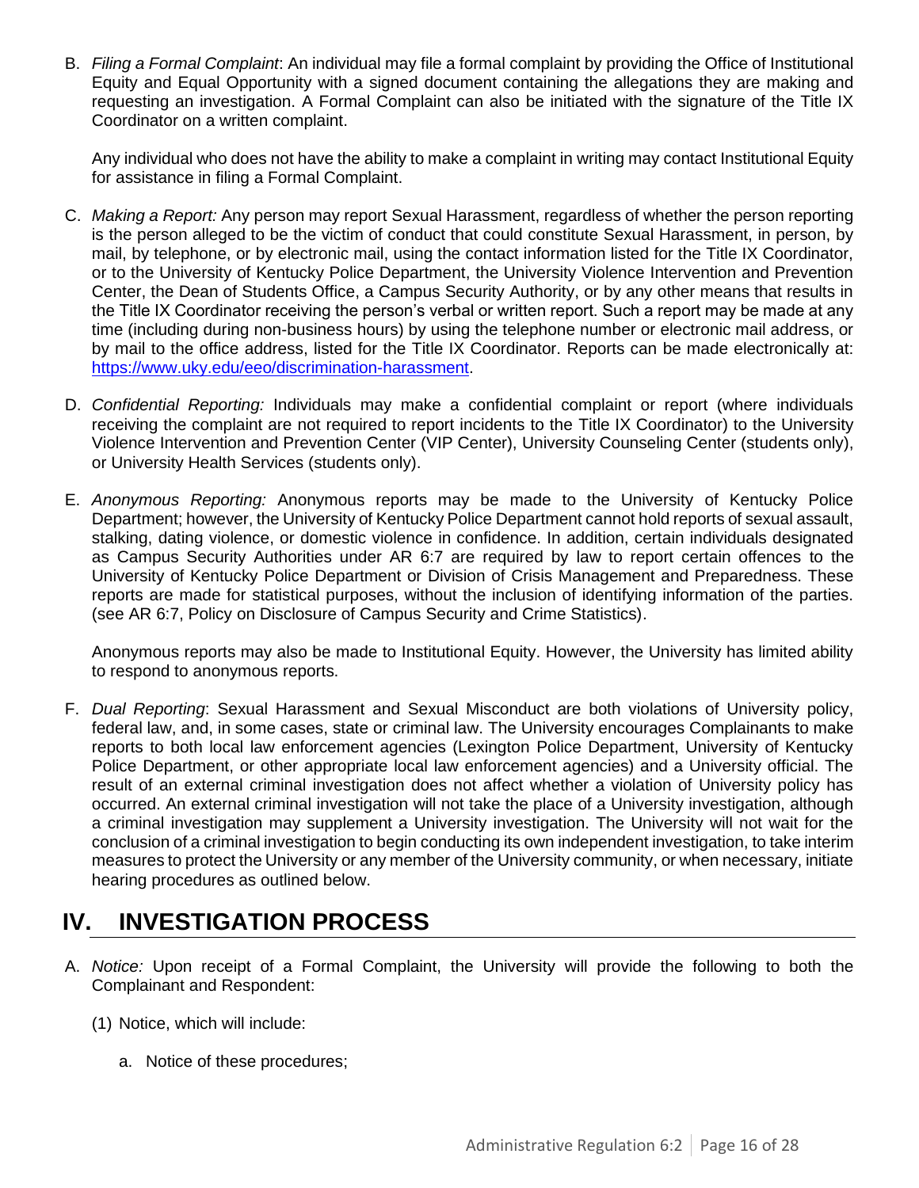B. *Filing a Formal Complaint*: An individual may file a formal complaint by providing the Office of Institutional Equity and Equal Opportunity with a signed document containing the allegations they are making and requesting an investigation. A Formal Complaint can also be initiated with the signature of the Title IX Coordinator on a written complaint.

   Any individual who does not have the ability to make a complaint in writing may contact Institutional Equity for assistance in filing a Formal Complaint.

C. *Making a Report:* Any person may report Sexual Harassment, regardless of whether the person reporting is the person alleged to be the victim of conduct that could constitute Sexual Harassment, in person, by mail, by telephone, or by electronic mail, using the contact information listed for the Title IX Coordinator, or to the University of Kentucky Police Department, the University Violence Intervention and Prevention Center, the Dean of Students Office, a Campus Security Authority, or by any other means that results in the Title IX Coordinator receiving the person's verbal or written report. Such a report may be made at any time (including during non-business hours) by using the telephone number or electronic mail address, or by mail to the office address, listed for the Title IX Coordinator. Reports can be made electronically at: https://www.uky.edu/eeo/discrimination-harassment.

D. *Confidential Reporting:* Individuals may make a confidential complaint or report (where individuals receiving the complaint are not required to report incidents to the Title IX Coordinator) to the University Violence Intervention and Prevention Center (VIP Center), University Counseling Center (students only), or University Health Services (students only).

E. *Anonymous Reporting:* Anonymous reports may be made to the University of Kentucky Police Department; however, the University of Kentucky Police Department cannot hold reports of sexual assault, stalking, dating violence, or domestic violence in confidence. In addition, certain individuals designated as Campus Security Authorities under AR 6:7 are required by law to report certain offences to the University of Kentucky Police Department or Division of Crisis Management and Preparedness. These reports are made for statistical purposes, without the inclusion of identifying information of the parties. (see AR 6:7, Policy on Disclosure of Campus Security and Crime Statistics).

   Anonymous reports may also be made to Institutional Equity. However, the University has limited ability to respond to anonymous reports.

F. *Dual Reporting*: Sexual Harassment and Sexual Misconduct are both violations of University policy, federal law, and, in some cases, state or criminal law. The University encourages Complainants to make reports to both local law enforcement agencies (Lexington Police Department, University of Kentucky Police Department, or other appropriate local law enforcement agencies) and a University official. The result of an external criminal investigation does not affect whether a violation of University policy has occurred. An external criminal investigation will not take the place of a University investigation, although a criminal investigation may supplement a University investigation. The University will not wait for the conclusion of a criminal investigation to begin conducting its own independent investigation, to take interim measures to protect the University or any member of the University community, or when necessary, initiate hearing procedures as outlined below.

## IV. INVESTIGATION PROCESS

A. *Notice:* Upon receipt of a Formal Complaint, the University will provide the following to both the Complainant and Respondent:

   (1) Notice, which will include:

      a. Notice of these procedures;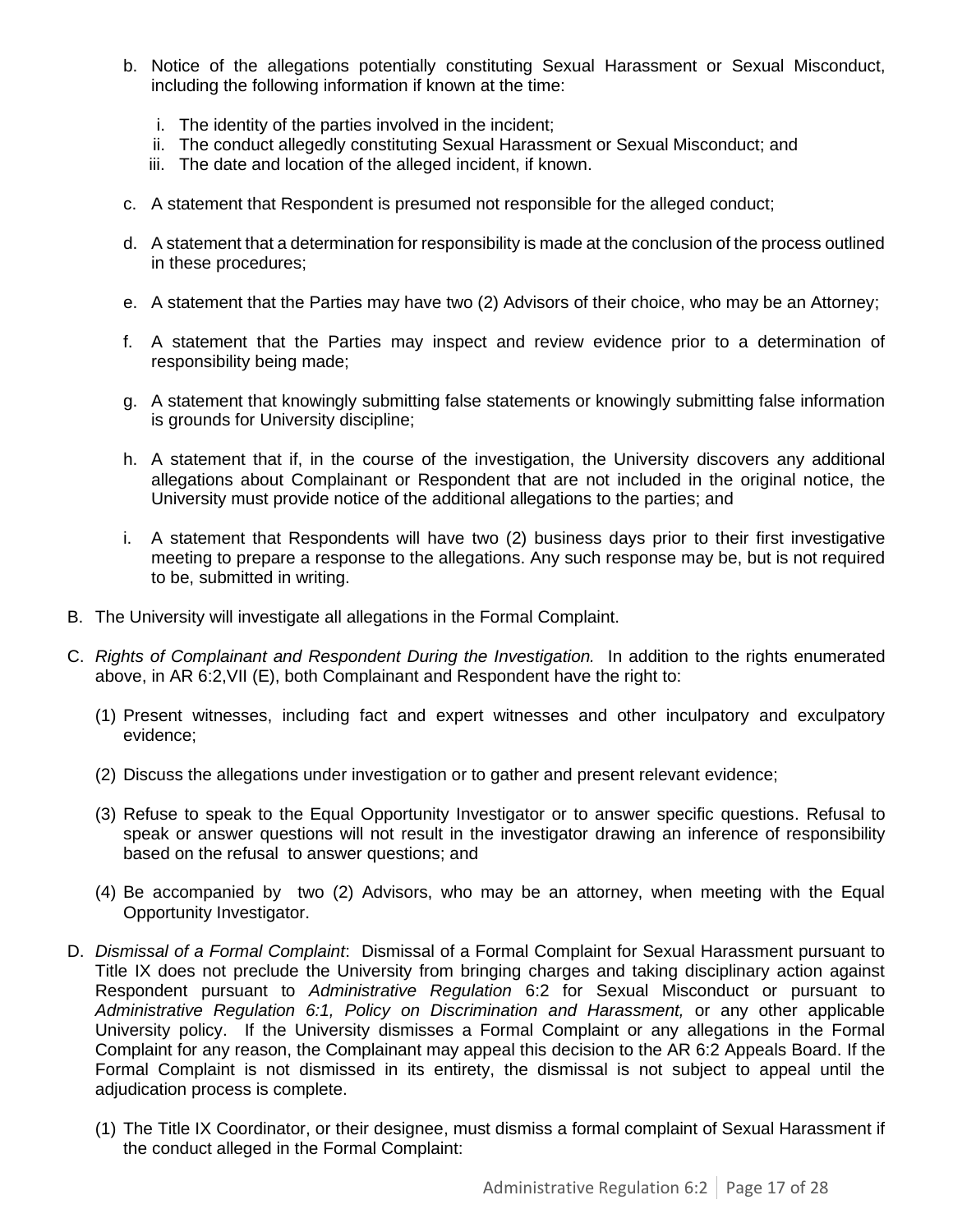b. Notice of the allegations potentially constituting Sexual Harassment or Sexual Misconduct, including the following information if known at the time:

   i. The identity of the parties involved in the incident;
   ii. The conduct allegedly constituting Sexual Harassment or Sexual Misconduct; and
   iii. The date and location of the alleged incident, if known.

c. A statement that Respondent is presumed not responsible for the alleged conduct;

d. A statement that a determination for responsibility is made at the conclusion of the process outlined in these procedures;

e. A statement that the Parties may have two (2) Advisors of their choice, who may be an Attorney;

f. A statement that the Parties may inspect and review evidence prior to a determination of responsibility being made;

g. A statement that knowingly submitting false statements or knowingly submitting false information is grounds for University discipline;

h. A statement that if, in the course of the investigation, the University discovers any additional allegations about Complainant or Respondent that are not included in the original notice, the University must provide notice of the additional allegations to the parties; and

i. A statement that Respondents will have two (2) business days prior to their first investigative meeting to prepare a response to the allegations. Any such response may be, but is not required to be, submitted in writing.

B. The University will investigate all allegations in the Formal Complaint.

C. *Rights of Complainant and Respondent During the Investigation.* In addition to the rights enumerated above, in AR 6:2,VII (E), both Complainant and Respondent have the right to:

   (1) Present witnesses, including fact and expert witnesses and other inculpatory and exculpatory evidence;

   (2) Discuss the allegations under investigation or to gather and present relevant evidence;

   (3) Refuse to speak to the Equal Opportunity Investigator or to answer specific questions. Refusal to speak or answer questions will not result in the investigator drawing an inference of responsibility based on the refusal to answer questions; and

   (4) Be accompanied by two (2) Advisors, who may be an attorney, when meeting with the Equal Opportunity Investigator.

D. *Dismissal of a Formal Complaint*: Dismissal of a Formal Complaint for Sexual Harassment pursuant to Title IX does not preclude the University from bringing charges and taking disciplinary action against Respondent pursuant to *Administrative Regulation* 6:2 for Sexual Misconduct or pursuant to *Administrative Regulation 6:1, Policy on Discrimination and Harassment,* or any other applicable University policy. If the University dismisses a Formal Complaint or any allegations in the Formal Complaint for any reason, the Complainant may appeal this decision to the AR 6:2 Appeals Board. If the Formal Complaint is not dismissed in its entirety, the dismissal is not subject to appeal until the adjudication process is complete.

   (1) The Title IX Coordinator, or their designee, must dismiss a formal complaint of Sexual Harassment if the conduct alleged in the Formal Complaint: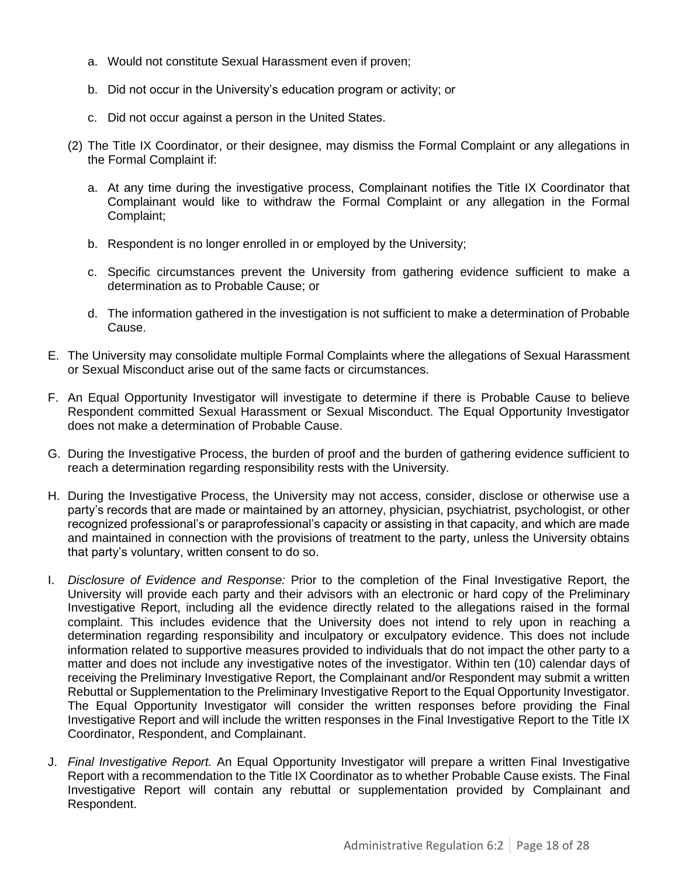a. Would not constitute Sexual Harassment even if proven;

b. Did not occur in the University's education program or activity; or

c. Did not occur against a person in the United States.

(2) The Title IX Coordinator, or their designee, may dismiss the Formal Complaint or any allegations in the Formal Complaint if:

a. At any time during the investigative process, Complainant notifies the Title IX Coordinator that Complainant would like to withdraw the Formal Complaint or any allegation in the Formal Complaint;

b. Respondent is no longer enrolled in or employed by the University;

c. Specific circumstances prevent the University from gathering evidence sufficient to make a determination as to Probable Cause; or

d. The information gathered in the investigation is not sufficient to make a determination of Probable Cause.

E. The University may consolidate multiple Formal Complaints where the allegations of Sexual Harassment or Sexual Misconduct arise out of the same facts or circumstances.

F. An Equal Opportunity Investigator will investigate to determine if there is Probable Cause to believe Respondent committed Sexual Harassment or Sexual Misconduct. The Equal Opportunity Investigator does not make a determination of Probable Cause.

G. During the Investigative Process, the burden of proof and the burden of gathering evidence sufficient to reach a determination regarding responsibility rests with the University.

H. During the Investigative Process, the University may not access, consider, disclose or otherwise use a party's records that are made or maintained by an attorney, physician, psychiatrist, psychologist, or other recognized professional's or paraprofessional's capacity or assisting in that capacity, and which are made and maintained in connection with the provisions of treatment to the party, unless the University obtains that party's voluntary, written consent to do so.

I. *Disclosure of Evidence and Response:* Prior to the completion of the Final Investigative Report, the University will provide each party and their advisors with an electronic or hard copy of the Preliminary Investigative Report, including all the evidence directly related to the allegations raised in the formal complaint. This includes evidence that the University does not intend to rely upon in reaching a determination regarding responsibility and inculpatory or exculpatory evidence. This does not include information related to supportive measures provided to individuals that do not impact the other party to a matter and does not include any investigative notes of the investigator. Within ten (10) calendar days of receiving the Preliminary Investigative Report, the Complainant and/or Respondent may submit a written Rebuttal or Supplementation to the Preliminary Investigative Report to the Equal Opportunity Investigator. The Equal Opportunity Investigator will consider the written responses before providing the Final Investigative Report and will include the written responses in the Final Investigative Report to the Title IX Coordinator, Respondent, and Complainant.

J. *Final Investigative Report.* An Equal Opportunity Investigator will prepare a written Final Investigative Report with a recommendation to the Title IX Coordinator as to whether Probable Cause exists. The Final Investigative Report will contain any rebuttal or supplementation provided by Complainant and Respondent.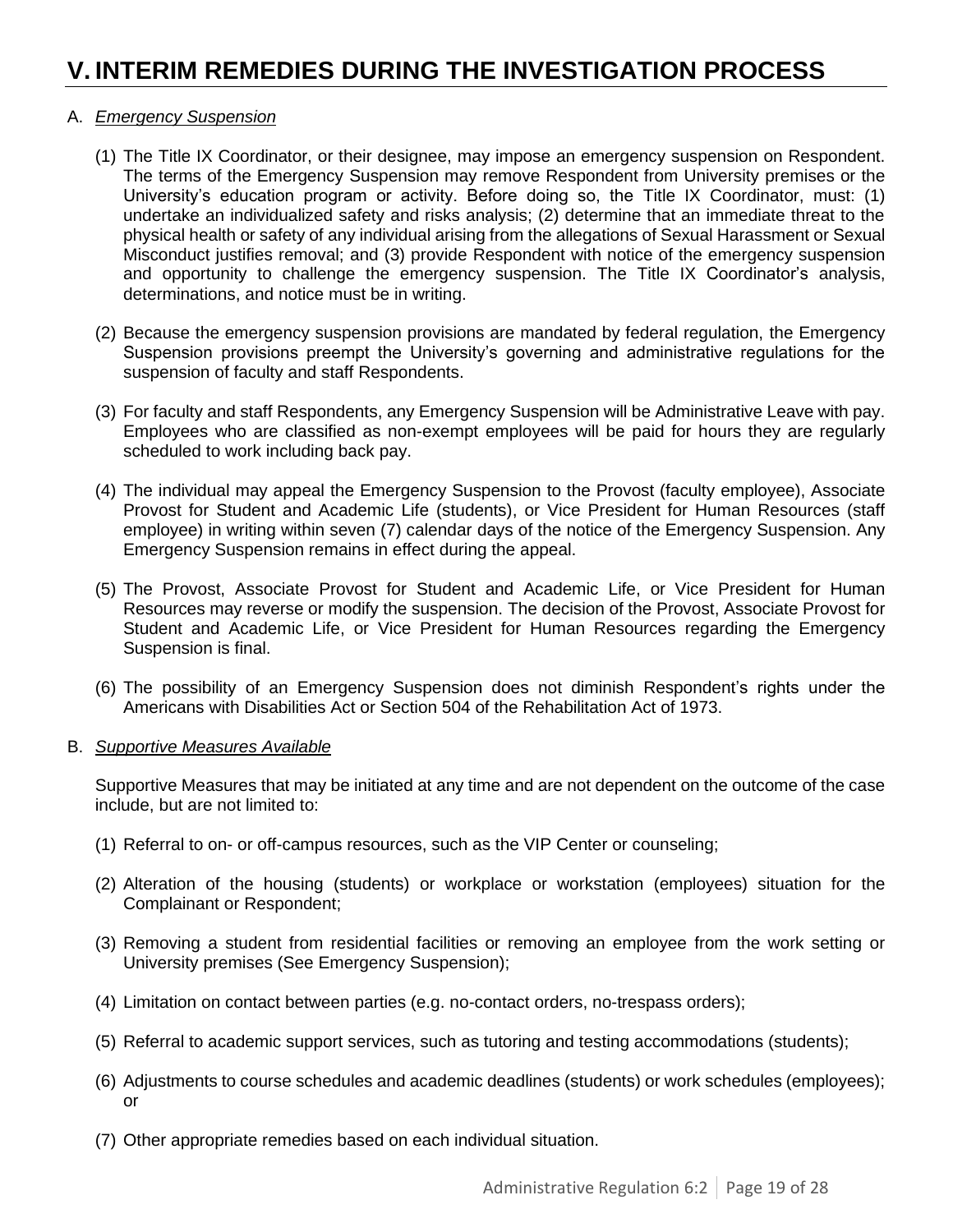# V. INTERIM REMEDIES DURING THE INVESTIGATION PROCESS

A. *Emergency Suspension*

(1) The Title IX Coordinator, or their designee, may impose an emergency suspension on Respondent. The terms of the Emergency Suspension may remove Respondent from University premises or the University's education program or activity. Before doing so, the Title IX Coordinator, must: (1) undertake an individualized safety and risks analysis; (2) determine that an immediate threat to the physical health or safety of any individual arising from the allegations of Sexual Harassment or Sexual Misconduct justifies removal; and (3) provide Respondent with notice of the emergency suspension and opportunity to challenge the emergency suspension. The Title IX Coordinator's analysis, determinations, and notice must be in writing.

(2) Because the emergency suspension provisions are mandated by federal regulation, the Emergency Suspension provisions preempt the University's governing and administrative regulations for the suspension of faculty and staff Respondents.

(3) For faculty and staff Respondents, any Emergency Suspension will be Administrative Leave with pay. Employees who are classified as non-exempt employees will be paid for hours they are regularly scheduled to work including back pay.

(4) The individual may appeal the Emergency Suspension to the Provost (faculty employee), Associate Provost for Student and Academic Life (students), or Vice President for Human Resources (staff employee) in writing within seven (7) calendar days of the notice of the Emergency Suspension. Any Emergency Suspension remains in effect during the appeal.

(5) The Provost, Associate Provost for Student and Academic Life, or Vice President for Human Resources may reverse or modify the suspension. The decision of the Provost, Associate Provost for Student and Academic Life, or Vice President for Human Resources regarding the Emergency Suspension is final.

(6) The possibility of an Emergency Suspension does not diminish Respondent's rights under the Americans with Disabilities Act or Section 504 of the Rehabilitation Act of 1973.

B. *Supportive Measures Available*

Supportive Measures that may be initiated at any time and are not dependent on the outcome of the case include, but are not limited to:

(1) Referral to on- or off-campus resources, such as the VIP Center or counseling;

(2) Alteration of the housing (students) or workplace or workstation (employees) situation for the Complainant or Respondent;

(3) Removing a student from residential facilities or removing an employee from the work setting or University premises (See Emergency Suspension);

(4) Limitation on contact between parties (e.g. no-contact orders, no-trespass orders);

(5) Referral to academic support services, such as tutoring and testing accommodations (students);

(6) Adjustments to course schedules and academic deadlines (students) or work schedules (employees); or

(7) Other appropriate remedies based on each individual situation.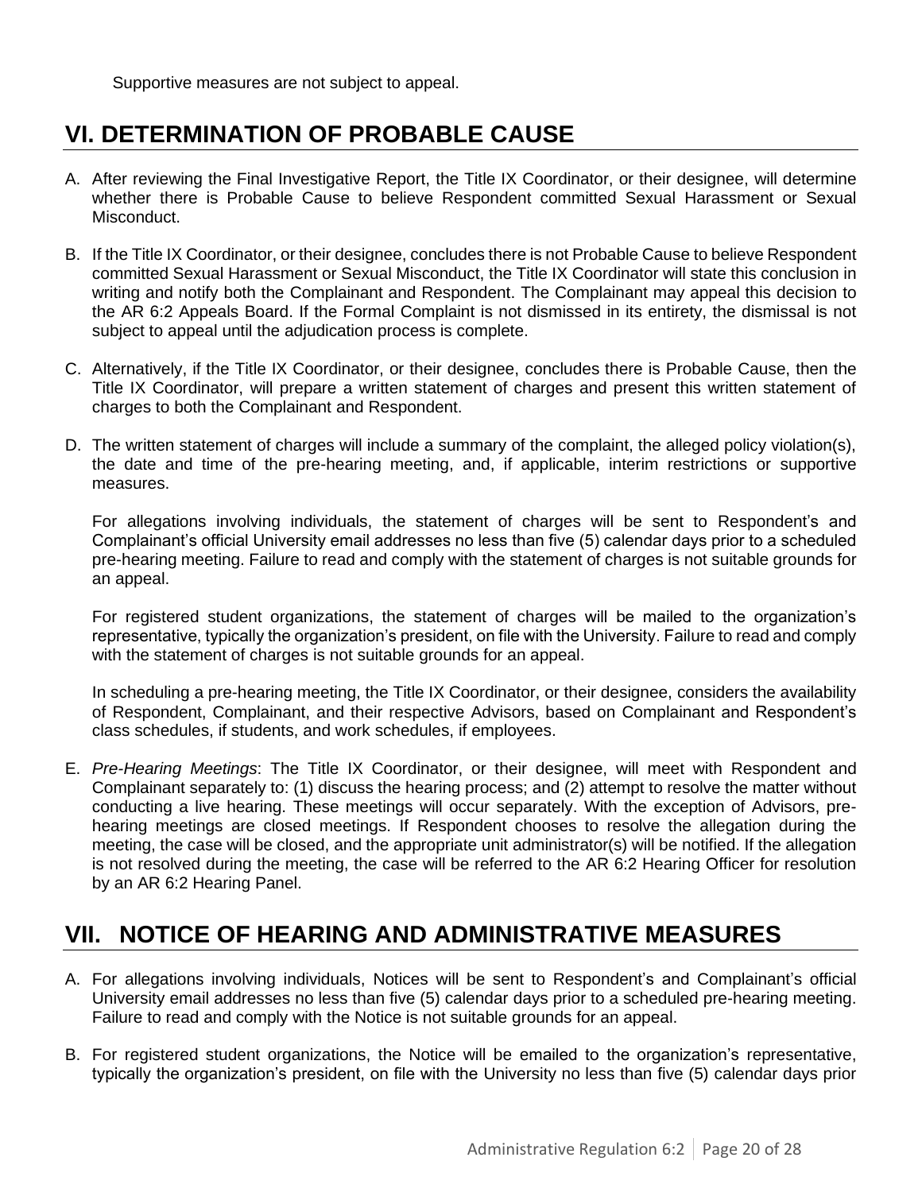Supportive measures are not subject to appeal.

## VI. DETERMINATION OF PROBABLE CAUSE

A. After reviewing the Final Investigative Report, the Title IX Coordinator, or their designee, will determine whether there is Probable Cause to believe Respondent committed Sexual Harassment or Sexual Misconduct.

B. If the Title IX Coordinator, or their designee, concludes there is not Probable Cause to believe Respondent committed Sexual Harassment or Sexual Misconduct, the Title IX Coordinator will state this conclusion in writing and notify both the Complainant and Respondent. The Complainant may appeal this decision to the AR 6:2 Appeals Board. If the Formal Complaint is not dismissed in its entirety, the dismissal is not subject to appeal until the adjudication process is complete.

C. Alternatively, if the Title IX Coordinator, or their designee, concludes there is Probable Cause, then the Title IX Coordinator, will prepare a written statement of charges and present this written statement of charges to both the Complainant and Respondent.

D. The written statement of charges will include a summary of the complaint, the alleged policy violation(s), the date and time of the pre-hearing meeting, and, if applicable, interim restrictions or supportive measures.

   For allegations involving individuals, the statement of charges will be sent to Respondent's and Complainant's official University email addresses no less than five (5) calendar days prior to a scheduled pre-hearing meeting. Failure to read and comply with the statement of charges is not suitable grounds for an appeal.

   For registered student organizations, the statement of charges will be mailed to the organization's representative, typically the organization's president, on file with the University. Failure to read and comply with the statement of charges is not suitable grounds for an appeal.

   In scheduling a pre-hearing meeting, the Title IX Coordinator, or their designee, considers the availability of Respondent, Complainant, and their respective Advisors, based on Complainant and Respondent's class schedules, if students, and work schedules, if employees.

E. *Pre-Hearing Meetings*: The Title IX Coordinator, or their designee, will meet with Respondent and Complainant separately to: (1) discuss the hearing process; and (2) attempt to resolve the matter without conducting a live hearing. These meetings will occur separately. With the exception of Advisors, pre-hearing meetings are closed meetings. If Respondent chooses to resolve the allegation during the meeting, the case will be closed, and the appropriate unit administrator(s) will be notified. If the allegation is not resolved during the meeting, the case will be referred to the AR 6:2 Hearing Officer for resolution by an AR 6:2 Hearing Panel.

## VII. NOTICE OF HEARING AND ADMINISTRATIVE MEASURES

A. For allegations involving individuals, Notices will be sent to Respondent's and Complainant's official University email addresses no less than five (5) calendar days prior to a scheduled pre-hearing meeting. Failure to read and comply with the Notice is not suitable grounds for an appeal.

B. For registered student organizations, the Notice will be emailed to the organization's representative, typically the organization's president, on file with the University no less than five (5) calendar days prior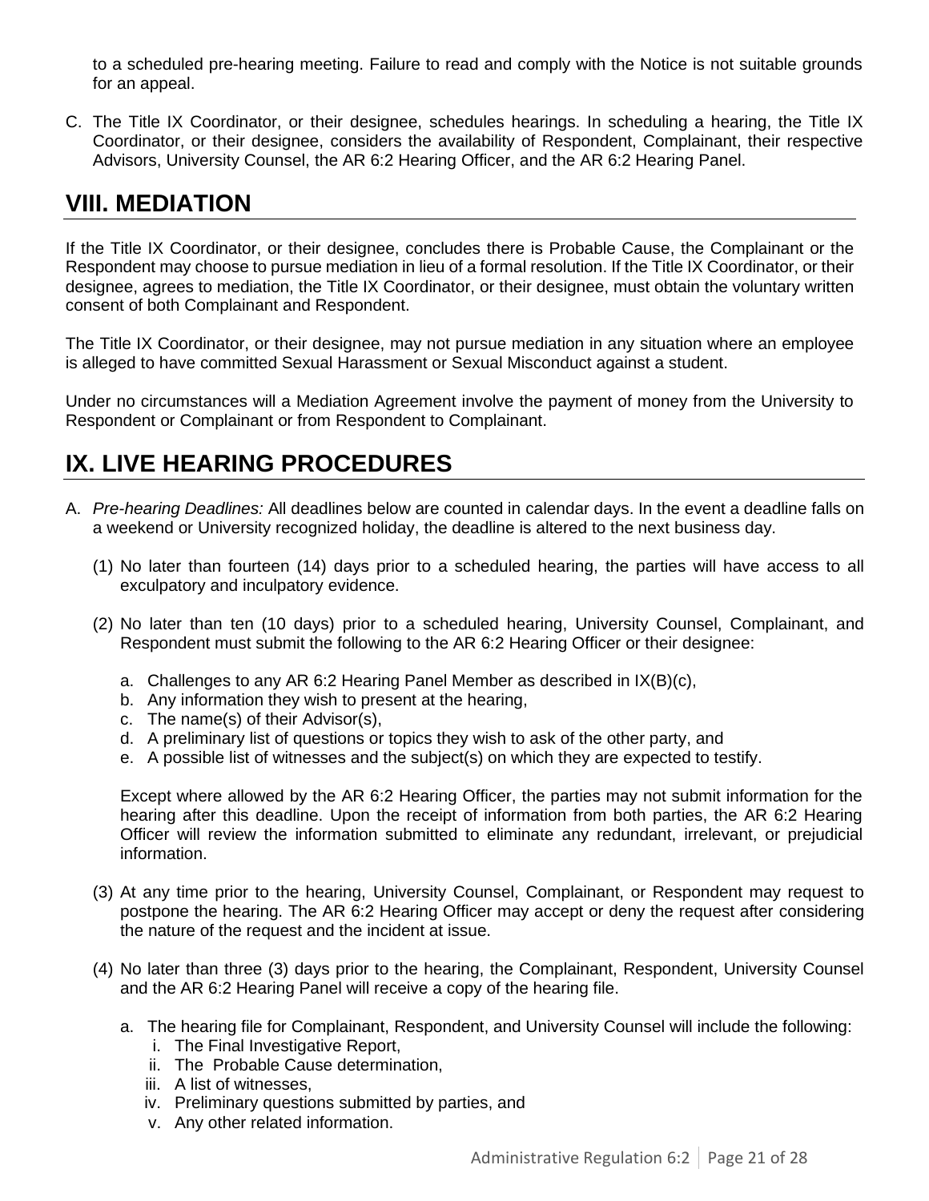to a scheduled pre-hearing meeting. Failure to read and comply with the Notice is not suitable grounds for an appeal.

C. The Title IX Coordinator, or their designee, schedules hearings. In scheduling a hearing, the Title IX Coordinator, or their designee, considers the availability of Respondent, Complainant, their respective Advisors, University Counsel, the AR 6:2 Hearing Officer, and the AR 6:2 Hearing Panel.

## VIII. MEDIATION

If the Title IX Coordinator, or their designee, concludes there is Probable Cause, the Complainant or the Respondent may choose to pursue mediation in lieu of a formal resolution. If the Title IX Coordinator, or their designee, agrees to mediation, the Title IX Coordinator, or their designee, must obtain the voluntary written consent of both Complainant and Respondent.

The Title IX Coordinator, or their designee, may not pursue mediation in any situation where an employee is alleged to have committed Sexual Harassment or Sexual Misconduct against a student.

Under no circumstances will a Mediation Agreement involve the payment of money from the University to Respondent or Complainant or from Respondent to Complainant.

## IX. LIVE HEARING PROCEDURES

A. *Pre-hearing Deadlines:* All deadlines below are counted in calendar days. In the event a deadline falls on a weekend or University recognized holiday, the deadline is altered to the next business day.

(1) No later than fourteen (14) days prior to a scheduled hearing, the parties will have access to all exculpatory and inculpatory evidence.

(2) No later than ten (10 days) prior to a scheduled hearing, University Counsel, Complainant, and Respondent must submit the following to the AR 6:2 Hearing Officer or their designee:

a. Challenges to any AR 6:2 Hearing Panel Member as described in IX(B)(c),
b. Any information they wish to present at the hearing,
c. The name(s) of their Advisor(s),
d. A preliminary list of questions or topics they wish to ask of the other party, and
e. A possible list of witnesses and the subject(s) on which they are expected to testify.

Except where allowed by the AR 6:2 Hearing Officer, the parties may not submit information for the hearing after this deadline. Upon the receipt of information from both parties, the AR 6:2 Hearing Officer will review the information submitted to eliminate any redundant, irrelevant, or prejudicial information.

(3) At any time prior to the hearing, University Counsel, Complainant, or Respondent may request to postpone the hearing. The AR 6:2 Hearing Officer may accept or deny the request after considering the nature of the request and the incident at issue.

(4) No later than three (3) days prior to the hearing, the Complainant, Respondent, University Counsel and the AR 6:2 Hearing Panel will receive a copy of the hearing file.

a. The hearing file for Complainant, Respondent, and University Counsel will include the following:
   i. The Final Investigative Report,
   ii. The Probable Cause determination,
   iii. A list of witnesses,
   iv. Preliminary questions submitted by parties, and
   v. Any other related information.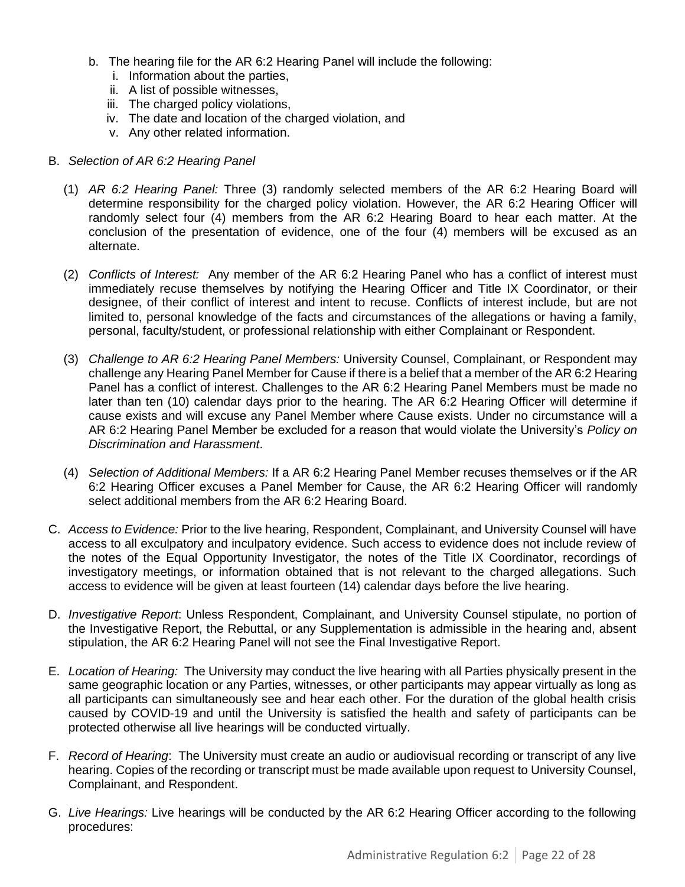b. The hearing file for the AR 6:2 Hearing Panel will include the following:
   i. Information about the parties,
   ii. A list of possible witnesses,
   iii. The charged policy violations,
   iv. The date and location of the charged violation, and
   v. Any other related information.

B. *Selection of AR 6:2 Hearing Panel*

(1) *AR 6:2 Hearing Panel:* Three (3) randomly selected members of the AR 6:2 Hearing Board will determine responsibility for the charged policy violation. However, the AR 6:2 Hearing Officer will randomly select four (4) members from the AR 6:2 Hearing Board to hear each matter. At the conclusion of the presentation of evidence, one of the four (4) members will be excused as an alternate.

(2) *Conflicts of Interest:* Any member of the AR 6:2 Hearing Panel who has a conflict of interest must immediately recuse themselves by notifying the Hearing Officer and Title IX Coordinator, or their designee, of their conflict of interest and intent to recuse. Conflicts of interest include, but are not limited to, personal knowledge of the facts and circumstances of the allegations or having a family, personal, faculty/student, or professional relationship with either Complainant or Respondent.

(3) *Challenge to AR 6:2 Hearing Panel Members:* University Counsel, Complainant, or Respondent may challenge any Hearing Panel Member for Cause if there is a belief that a member of the AR 6:2 Hearing Panel has a conflict of interest. Challenges to the AR 6:2 Hearing Panel Members must be made no later than ten (10) calendar days prior to the hearing. The AR 6:2 Hearing Officer will determine if cause exists and will excuse any Panel Member where Cause exists. Under no circumstance will a AR 6:2 Hearing Panel Member be excluded for a reason that would violate the University's *Policy on Discrimination and Harassment*.

(4) *Selection of Additional Members:* If a AR 6:2 Hearing Panel Member recuses themselves or if the AR 6:2 Hearing Officer excuses a Panel Member for Cause, the AR 6:2 Hearing Officer will randomly select additional members from the AR 6:2 Hearing Board.

C. *Access to Evidence:* Prior to the live hearing, Respondent, Complainant, and University Counsel will have access to all exculpatory and inculpatory evidence. Such access to evidence does not include review of the notes of the Equal Opportunity Investigator, the notes of the Title IX Coordinator, recordings of investigatory meetings, or information obtained that is not relevant to the charged allegations. Such access to evidence will be given at least fourteen (14) calendar days before the live hearing.

D. *Investigative Report*: Unless Respondent, Complainant, and University Counsel stipulate, no portion of the Investigative Report, the Rebuttal, or any Supplementation is admissible in the hearing and, absent stipulation, the AR 6:2 Hearing Panel will not see the Final Investigative Report.

E. *Location of Hearing:* The University may conduct the live hearing with all Parties physically present in the same geographic location or any Parties, witnesses, or other participants may appear virtually as long as all participants can simultaneously see and hear each other. For the duration of the global health crisis caused by COVID-19 and until the University is satisfied the health and safety of participants can be protected otherwise all live hearings will be conducted virtually.

F. *Record of Hearing*: The University must create an audio or audiovisual recording or transcript of any live hearing. Copies of the recording or transcript must be made available upon request to University Counsel, Complainant, and Respondent.

G. *Live Hearings:* Live hearings will be conducted by the AR 6:2 Hearing Officer according to the following procedures: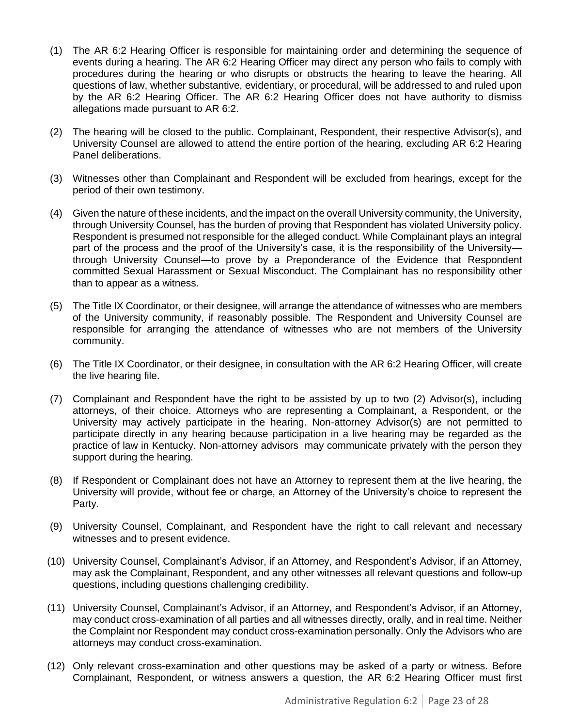(1) The AR 6:2 Hearing Officer is responsible for maintaining order and determining the sequence of events during a hearing. The AR 6:2 Hearing Officer may direct any person who fails to comply with procedures during the hearing or who disrupts or obstructs the hearing to leave the hearing. All questions of law, whether substantive, evidentiary, or procedural, will be addressed to and ruled upon by the AR 6:2 Hearing Officer. The AR 6:2 Hearing Officer does not have authority to dismiss allegations made pursuant to AR 6:2.

(2) The hearing will be closed to the public. Complainant, Respondent, their respective Advisor(s), and University Counsel are allowed to attend the entire portion of the hearing, excluding AR 6:2 Hearing Panel deliberations.

(3) Witnesses other than Complainant and Respondent will be excluded from hearings, except for the period of their own testimony.

(4) Given the nature of these incidents, and the impact on the overall University community, the University, through University Counsel, has the burden of proving that Respondent has violated University policy. Respondent is presumed not responsible for the alleged conduct. While Complainant plays an integral part of the process and the proof of the University's case, it is the responsibility of the University—through University Counsel—to prove by a Preponderance of the Evidence that Respondent committed Sexual Harassment or Sexual Misconduct. The Complainant has no responsibility other than to appear as a witness.

(5) The Title IX Coordinator, or their designee, will arrange the attendance of witnesses who are members of the University community, if reasonably possible. The Respondent and University Counsel are responsible for arranging the attendance of witnesses who are not members of the University community.

(6) The Title IX Coordinator, or their designee, in consultation with the AR 6:2 Hearing Officer, will create the live hearing file.

(7) Complainant and Respondent have the right to be assisted by up to two (2) Advisor(s), including attorneys, of their choice. Attorneys who are representing a Complainant, a Respondent, or the University may actively participate in the hearing. Non-attorney Advisor(s) are not permitted to participate directly in any hearing because participation in a live hearing may be regarded as the practice of law in Kentucky. Non-attorney advisors may communicate privately with the person they support during the hearing.

(8) If Respondent or Complainant does not have an Attorney to represent them at the live hearing, the University will provide, without fee or charge, an Attorney of the University's choice to represent the Party.

(9) University Counsel, Complainant, and Respondent have the right to call relevant and necessary witnesses and to present evidence.

(10) University Counsel, Complainant's Advisor, if an Attorney, and Respondent's Advisor, if an Attorney, may ask the Complainant, Respondent, and any other witnesses all relevant questions and follow-up questions, including questions challenging credibility.

(11) University Counsel, Complainant's Advisor, if an Attorney, and Respondent's Advisor, if an Attorney, may conduct cross-examination of all parties and all witnesses directly, orally, and in real time. Neither the Complaint nor Respondent may conduct cross-examination personally. Only the Advisors who are attorneys may conduct cross-examination.

(12) Only relevant cross-examination and other questions may be asked of a party or witness. Before Complainant, Respondent, or witness answers a question, the AR 6:2 Hearing Officer must first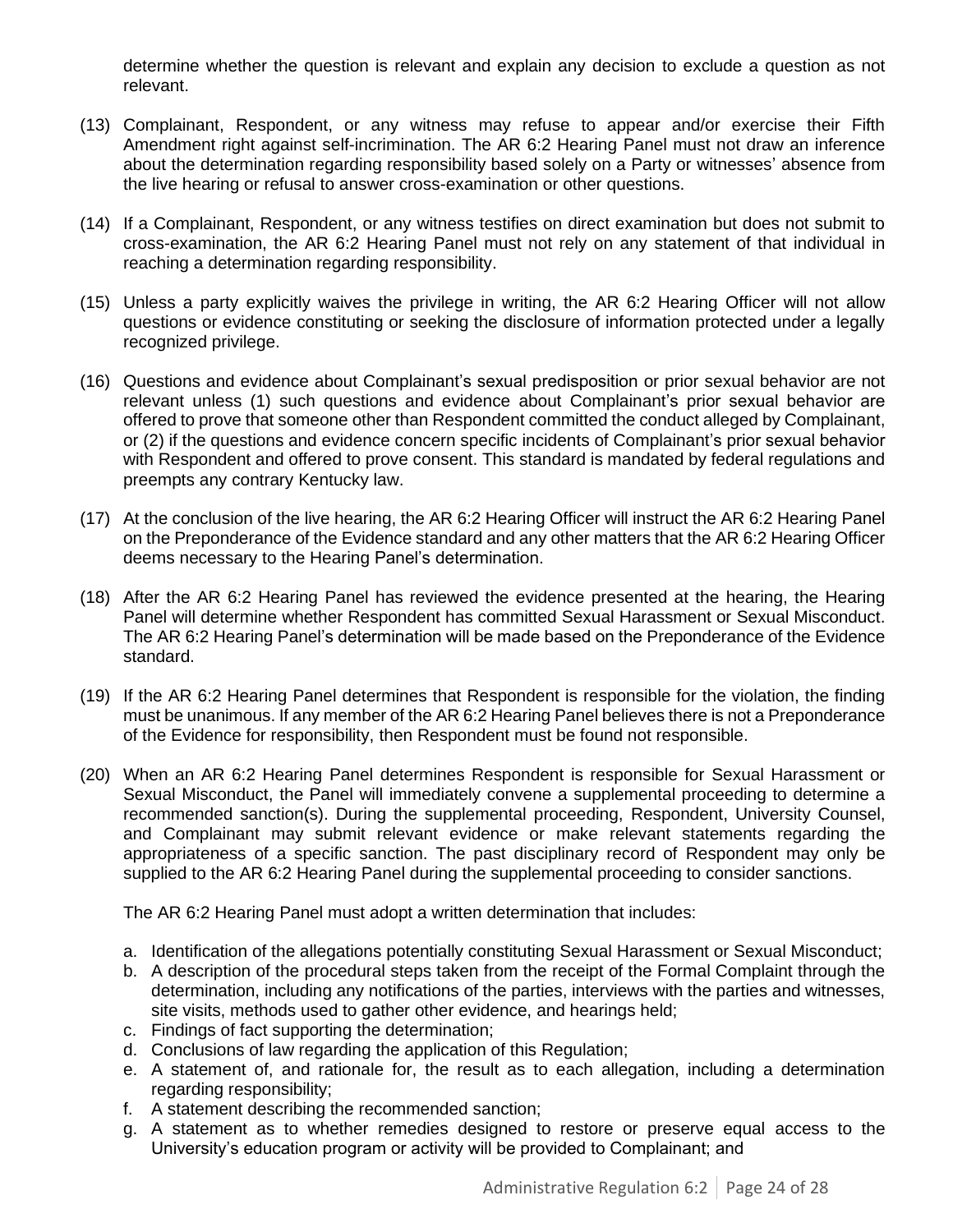determine whether the question is relevant and explain any decision to exclude a question as not relevant.

(13) Complainant, Respondent, or any witness may refuse to appear and/or exercise their Fifth Amendment right against self-incrimination. The AR 6:2 Hearing Panel must not draw an inference about the determination regarding responsibility based solely on a Party or witnesses' absence from the live hearing or refusal to answer cross-examination or other questions.

(14) If a Complainant, Respondent, or any witness testifies on direct examination but does not submit to cross-examination, the AR 6:2 Hearing Panel must not rely on any statement of that individual in reaching a determination regarding responsibility.

(15) Unless a party explicitly waives the privilege in writing, the AR 6:2 Hearing Officer will not allow questions or evidence constituting or seeking the disclosure of information protected under a legally recognized privilege.

(16) Questions and evidence about Complainant's sexual predisposition or prior sexual behavior are not relevant unless (1) such questions and evidence about Complainant's prior sexual behavior are offered to prove that someone other than Respondent committed the conduct alleged by Complainant, or (2) if the questions and evidence concern specific incidents of Complainant's prior sexual behavior with Respondent and offered to prove consent. This standard is mandated by federal regulations and preempts any contrary Kentucky law.

(17) At the conclusion of the live hearing, the AR 6:2 Hearing Officer will instruct the AR 6:2 Hearing Panel on the Preponderance of the Evidence standard and any other matters that the AR 6:2 Hearing Officer deems necessary to the Hearing Panel's determination.

(18) After the AR 6:2 Hearing Panel has reviewed the evidence presented at the hearing, the Hearing Panel will determine whether Respondent has committed Sexual Harassment or Sexual Misconduct. The AR 6:2 Hearing Panel's determination will be made based on the Preponderance of the Evidence standard.

(19) If the AR 6:2 Hearing Panel determines that Respondent is responsible for the violation, the finding must be unanimous. If any member of the AR 6:2 Hearing Panel believes there is not a Preponderance of the Evidence for responsibility, then Respondent must be found not responsible.

(20) When an AR 6:2 Hearing Panel determines Respondent is responsible for Sexual Harassment or Sexual Misconduct, the Panel will immediately convene a supplemental proceeding to determine a recommended sanction(s). During the supplemental proceeding, Respondent, University Counsel, and Complainant may submit relevant evidence or make relevant statements regarding the appropriateness of a specific sanction. The past disciplinary record of Respondent may only be supplied to the AR 6:2 Hearing Panel during the supplemental proceeding to consider sanctions.

    The AR 6:2 Hearing Panel must adopt a written determination that includes:

    a. Identification of the allegations potentially constituting Sexual Harassment or Sexual Misconduct;
    b. A description of the procedural steps taken from the receipt of the Formal Complaint through the determination, including any notifications of the parties, interviews with the parties and witnesses, site visits, methods used to gather other evidence, and hearings held;
    c. Findings of fact supporting the determination;
    d. Conclusions of law regarding the application of this Regulation;
    e. A statement of, and rationale for, the result as to each allegation, including a determination regarding responsibility;
    f. A statement describing the recommended sanction;
    g. A statement as to whether remedies designed to restore or preserve equal access to the University's education program or activity will be provided to Complainant; and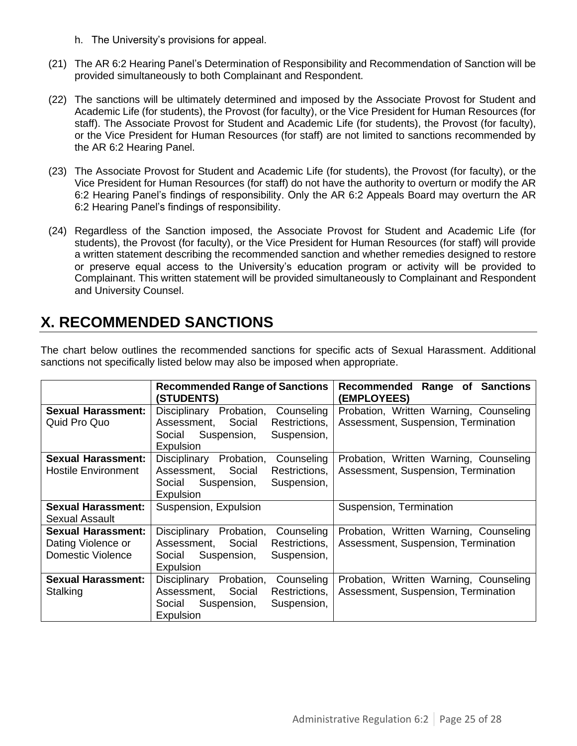h. The University's provisions for appeal.

(21) The AR 6:2 Hearing Panel's Determination of Responsibility and Recommendation of Sanction will be provided simultaneously to both Complainant and Respondent.

(22) The sanctions will be ultimately determined and imposed by the Associate Provost for Student and Academic Life (for students), the Provost (for faculty), or the Vice President for Human Resources (for staff). The Associate Provost for Student and Academic Life (for students), the Provost (for faculty), or the Vice President for Human Resources (for staff) are not limited to sanctions recommended by the AR 6:2 Hearing Panel.

(23) The Associate Provost for Student and Academic Life (for students), the Provost (for faculty), or the Vice President for Human Resources (for staff) do not have the authority to overturn or modify the AR 6:2 Hearing Panel's findings of responsibility. Only the AR 6:2 Appeals Board may overturn the AR 6:2 Hearing Panel's findings of responsibility.

(24) Regardless of the Sanction imposed, the Associate Provost for Student and Academic Life (for students), the Provost (for faculty), or the Vice President for Human Resources (for staff) will provide a written statement describing the recommended sanction and whether remedies designed to restore or preserve equal access to the University's education program or activity will be provided to Complainant. This written statement will be provided simultaneously to Complainant and Respondent and University Counsel.

## X. RECOMMENDED SANCTIONS

The chart below outlines the recommended sanctions for specific acts of Sexual Harassment. Additional sanctions not specifically listed below may also be imposed when appropriate.

| | **Recommended Range of Sanctions (STUDENTS)** | **Recommended Range of Sanctions (EMPLOYEES)** |
|---|---|---|
| **Sexual Harassment:** Quid Pro Quo | Disciplinary Probation, Counseling Assessment, Social Restrictions, Social Suspension, Suspension, Expulsion | Probation, Written Warning, Counseling Assessment, Suspension, Termination |
| **Sexual Harassment:** Hostile Environment | Disciplinary Probation, Counseling Assessment, Social Restrictions, Social Suspension, Suspension, Expulsion | Probation, Written Warning, Counseling Assessment, Suspension, Termination |
| **Sexual Harassment:** Sexual Assault | Suspension, Expulsion | Suspension, Termination |
| **Sexual Harassment:** Dating Violence or Domestic Violence | Disciplinary Probation, Counseling Assessment, Social Restrictions, Social Suspension, Suspension, Expulsion | Probation, Written Warning, Counseling Assessment, Suspension, Termination |
| **Sexual Harassment:** Stalking | Disciplinary Probation, Counseling Assessment, Social Restrictions, Social Suspension, Suspension, Expulsion | Probation, Written Warning, Counseling Assessment, Suspension, Termination |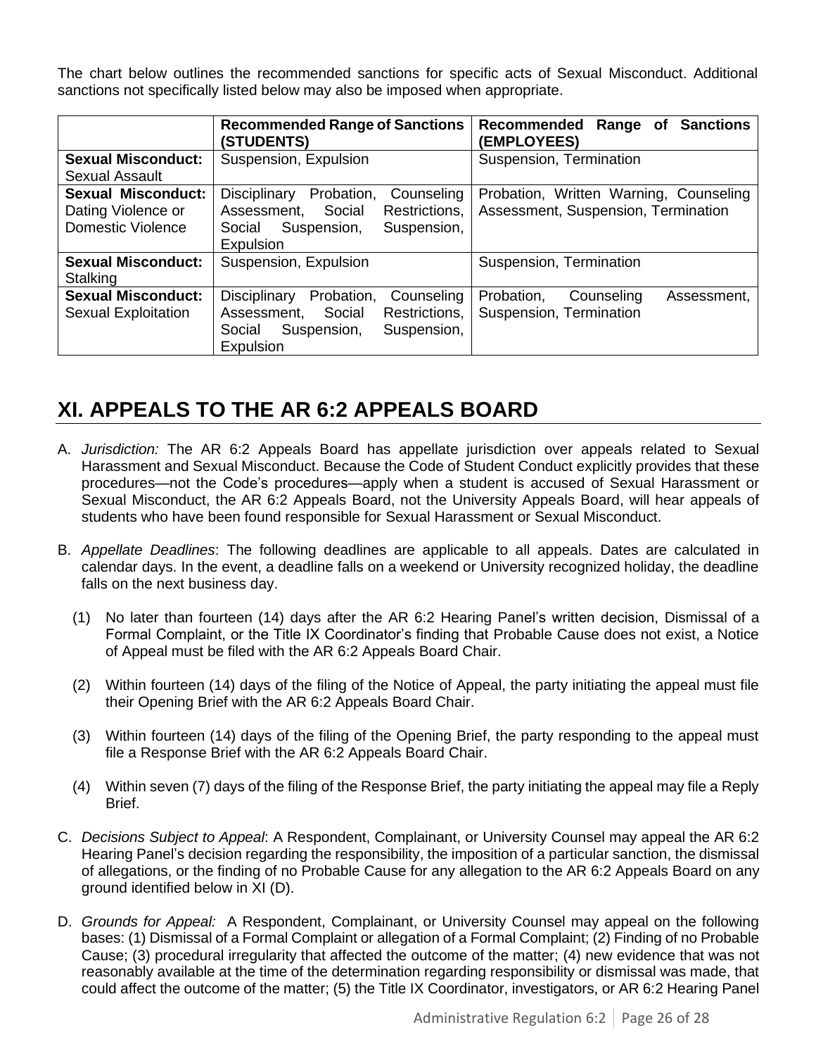The chart below outlines the recommended sanctions for specific acts of Sexual Misconduct. Additional sanctions not specifically listed below may also be imposed when appropriate.

| | **Recommended Range of Sanctions (STUDENTS)** | **Recommended Range of Sanctions (EMPLOYEES)** |
|---|---|---|
| **Sexual Misconduct:** Sexual Assault | Suspension, Expulsion | Suspension, Termination |
| **Sexual Misconduct:** Dating Violence or Domestic Violence | Disciplinary Probation, Counseling Assessment, Social Restrictions, Social Suspension, Suspension, Expulsion | Probation, Written Warning, Counseling Assessment, Suspension, Termination |
| **Sexual Misconduct:** Stalking | Suspension, Expulsion | Suspension, Termination |
| **Sexual Misconduct:** Sexual Exploitation | Disciplinary Probation, Counseling Assessment, Social Restrictions, Social Suspension, Suspension, Expulsion | Probation, Counseling Assessment, Suspension, Termination |

# XI. APPEALS TO THE AR 6:2 APPEALS BOARD

A. *Jurisdiction:* The AR 6:2 Appeals Board has appellate jurisdiction over appeals related to Sexual Harassment and Sexual Misconduct. Because the Code of Student Conduct explicitly provides that these procedures—not the Code's procedures—apply when a student is accused of Sexual Harassment or Sexual Misconduct, the AR 6:2 Appeals Board, not the University Appeals Board, will hear appeals of students who have been found responsible for Sexual Harassment or Sexual Misconduct.

B. *Appellate Deadlines*: The following deadlines are applicable to all appeals. Dates are calculated in calendar days. In the event, a deadline falls on a weekend or University recognized holiday, the deadline falls on the next business day.

   (1) No later than fourteen (14) days after the AR 6:2 Hearing Panel's written decision, Dismissal of a Formal Complaint, or the Title IX Coordinator's finding that Probable Cause does not exist, a Notice of Appeal must be filed with the AR 6:2 Appeals Board Chair.

   (2) Within fourteen (14) days of the filing of the Notice of Appeal, the party initiating the appeal must file their Opening Brief with the AR 6:2 Appeals Board Chair.

   (3) Within fourteen (14) days of the filing of the Opening Brief, the party responding to the appeal must file a Response Brief with the AR 6:2 Appeals Board Chair.

   (4) Within seven (7) days of the filing of the Response Brief, the party initiating the appeal may file a Reply Brief.

C. *Decisions Subject to Appeal*: A Respondent, Complainant, or University Counsel may appeal the AR 6:2 Hearing Panel's decision regarding the responsibility, the imposition of a particular sanction, the dismissal of allegations, or the finding of no Probable Cause for any allegation to the AR 6:2 Appeals Board on any ground identified below in XI (D).

D. *Grounds for Appeal:* A Respondent, Complainant, or University Counsel may appeal on the following bases: (1) Dismissal of a Formal Complaint or allegation of a Formal Complaint; (2) Finding of no Probable Cause; (3) procedural irregularity that affected the outcome of the matter; (4) new evidence that was not reasonably available at the time of the determination regarding responsibility or dismissal was made, that could affect the outcome of the matter; (5) the Title IX Coordinator, investigators, or AR 6:2 Hearing Panel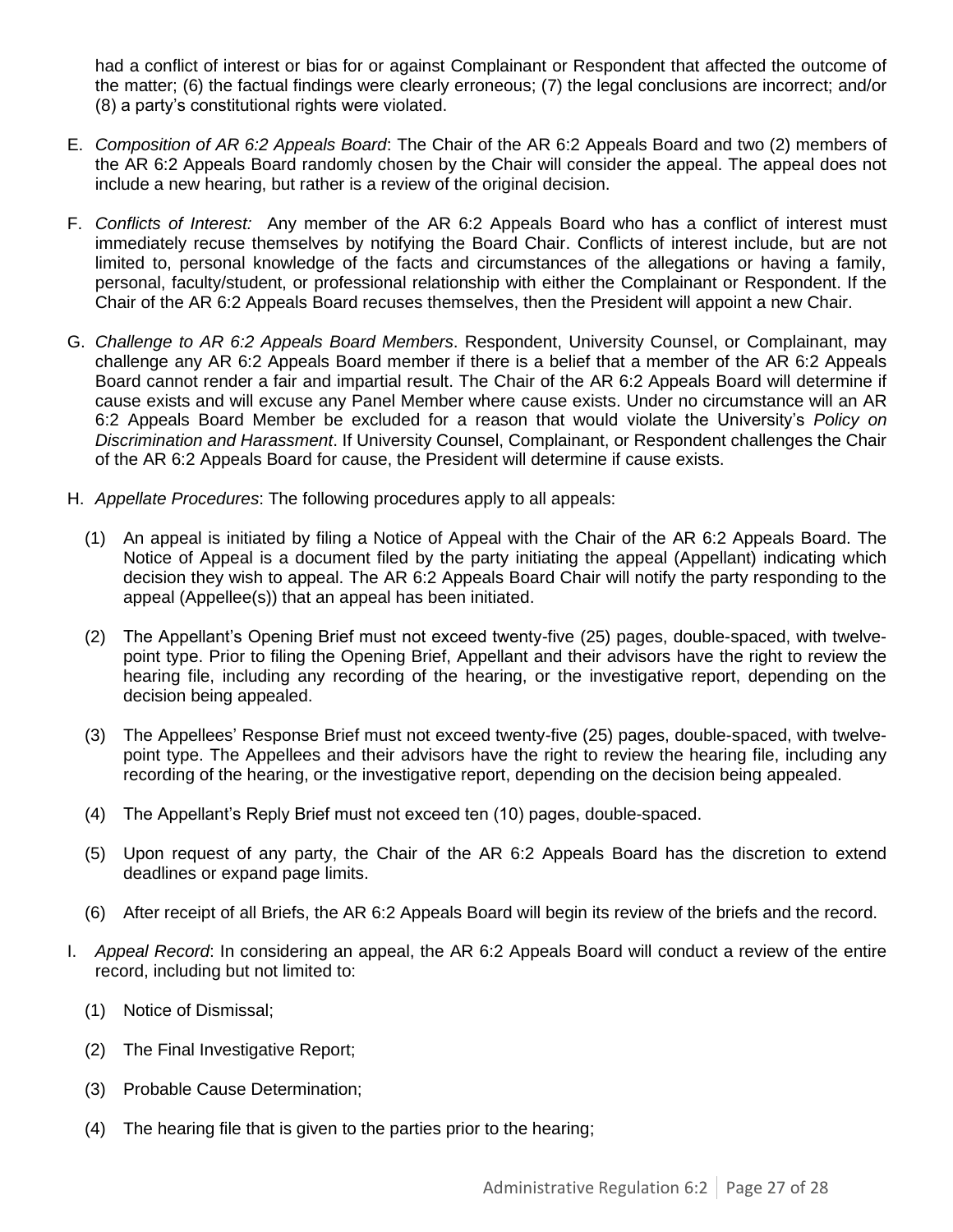had a conflict of interest or bias for or against Complainant or Respondent that affected the outcome of the matter; (6) the factual findings were clearly erroneous; (7) the legal conclusions are incorrect; and/or (8) a party's constitutional rights were violated.

E. *Composition of AR 6:2 Appeals Board*: The Chair of the AR 6:2 Appeals Board and two (2) members of the AR 6:2 Appeals Board randomly chosen by the Chair will consider the appeal. The appeal does not include a new hearing, but rather is a review of the original decision.

F. *Conflicts of Interest:* Any member of the AR 6:2 Appeals Board who has a conflict of interest must immediately recuse themselves by notifying the Board Chair. Conflicts of interest include, but are not limited to, personal knowledge of the facts and circumstances of the allegations or having a family, personal, faculty/student, or professional relationship with either the Complainant or Respondent. If the Chair of the AR 6:2 Appeals Board recuses themselves, then the President will appoint a new Chair.

G. *Challenge to AR 6:2 Appeals Board Members*. Respondent, University Counsel, or Complainant, may challenge any AR 6:2 Appeals Board member if there is a belief that a member of the AR 6:2 Appeals Board cannot render a fair and impartial result. The Chair of the AR 6:2 Appeals Board will determine if cause exists and will excuse any Panel Member where cause exists. Under no circumstance will an AR 6:2 Appeals Board Member be excluded for a reason that would violate the University's *Policy on Discrimination and Harassment*. If University Counsel, Complainant, or Respondent challenges the Chair of the AR 6:2 Appeals Board for cause, the President will determine if cause exists.

H. *Appellate Procedures*: The following procedures apply to all appeals:

   (1) An appeal is initiated by filing a Notice of Appeal with the Chair of the AR 6:2 Appeals Board. The Notice of Appeal is a document filed by the party initiating the appeal (Appellant) indicating which decision they wish to appeal. The AR 6:2 Appeals Board Chair will notify the party responding to the appeal (Appellee(s)) that an appeal has been initiated.

   (2) The Appellant's Opening Brief must not exceed twenty-five (25) pages, double-spaced, with twelve-point type. Prior to filing the Opening Brief, Appellant and their advisors have the right to review the hearing file, including any recording of the hearing, or the investigative report, depending on the decision being appealed.

   (3) The Appellees' Response Brief must not exceed twenty-five (25) pages, double-spaced, with twelve-point type. The Appellees and their advisors have the right to review the hearing file, including any recording of the hearing, or the investigative report, depending on the decision being appealed.

   (4) The Appellant's Reply Brief must not exceed ten (10) pages, double-spaced.

   (5) Upon request of any party, the Chair of the AR 6:2 Appeals Board has the discretion to extend deadlines or expand page limits.

   (6) After receipt of all Briefs, the AR 6:2 Appeals Board will begin its review of the briefs and the record.

I. *Appeal Record*: In considering an appeal, the AR 6:2 Appeals Board will conduct a review of the entire record, including but not limited to:

   (1) Notice of Dismissal;

   (2) The Final Investigative Report;

   (3) Probable Cause Determination;

   (4) The hearing file that is given to the parties prior to the hearing;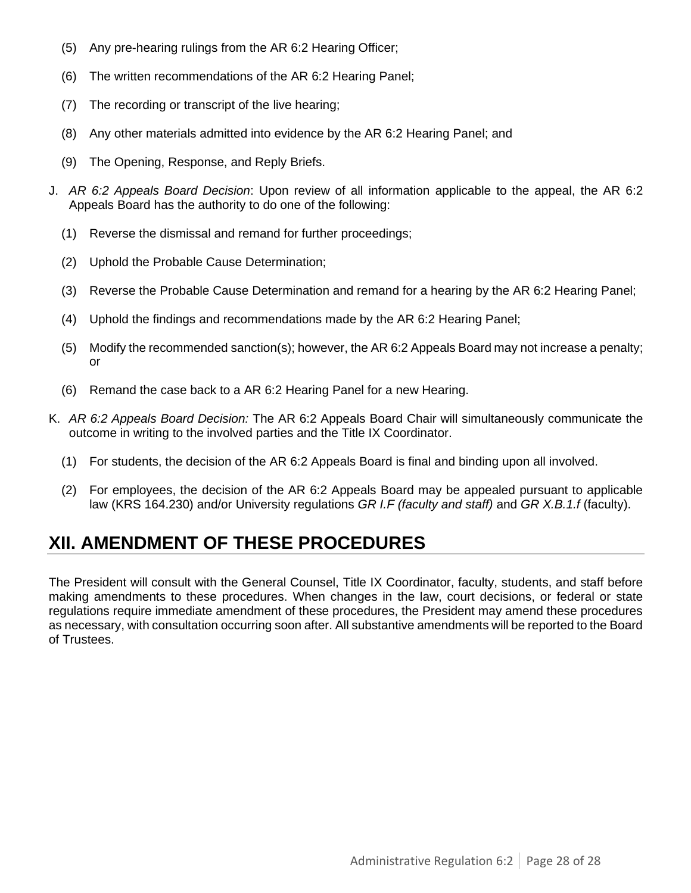(5) Any pre-hearing rulings from the AR 6:2 Hearing Officer;

(6) The written recommendations of the AR 6:2 Hearing Panel;

(7) The recording or transcript of the live hearing;

(8) Any other materials admitted into evidence by the AR 6:2 Hearing Panel; and

(9) The Opening, Response, and Reply Briefs.

J. *AR 6:2 Appeals Board Decision*: Upon review of all information applicable to the appeal, the AR 6:2 Appeals Board has the authority to do one of the following:

(1) Reverse the dismissal and remand for further proceedings;

(2) Uphold the Probable Cause Determination;

(3) Reverse the Probable Cause Determination and remand for a hearing by the AR 6:2 Hearing Panel;

(4) Uphold the findings and recommendations made by the AR 6:2 Hearing Panel;

(5) Modify the recommended sanction(s); however, the AR 6:2 Appeals Board may not increase a penalty; or

(6) Remand the case back to a AR 6:2 Hearing Panel for a new Hearing.

K. *AR 6:2 Appeals Board Decision:* The AR 6:2 Appeals Board Chair will simultaneously communicate the outcome in writing to the involved parties and the Title IX Coordinator.

(1) For students, the decision of the AR 6:2 Appeals Board is final and binding upon all involved.

(2) For employees, the decision of the AR 6:2 Appeals Board may be appealed pursuant to applicable law (KRS 164.230) and/or University regulations *GR I.F (faculty and staff)* and *GR X.B.1.f* (faculty).

## XII. AMENDMENT OF THESE PROCEDURES

The President will consult with the General Counsel, Title IX Coordinator, faculty, students, and staff before making amendments to these procedures. When changes in the law, court decisions, or federal or state regulations require immediate amendment of these procedures, the President may amend these procedures as necessary, with consultation occurring soon after. All substantive amendments will be reported to the Board of Trustees.